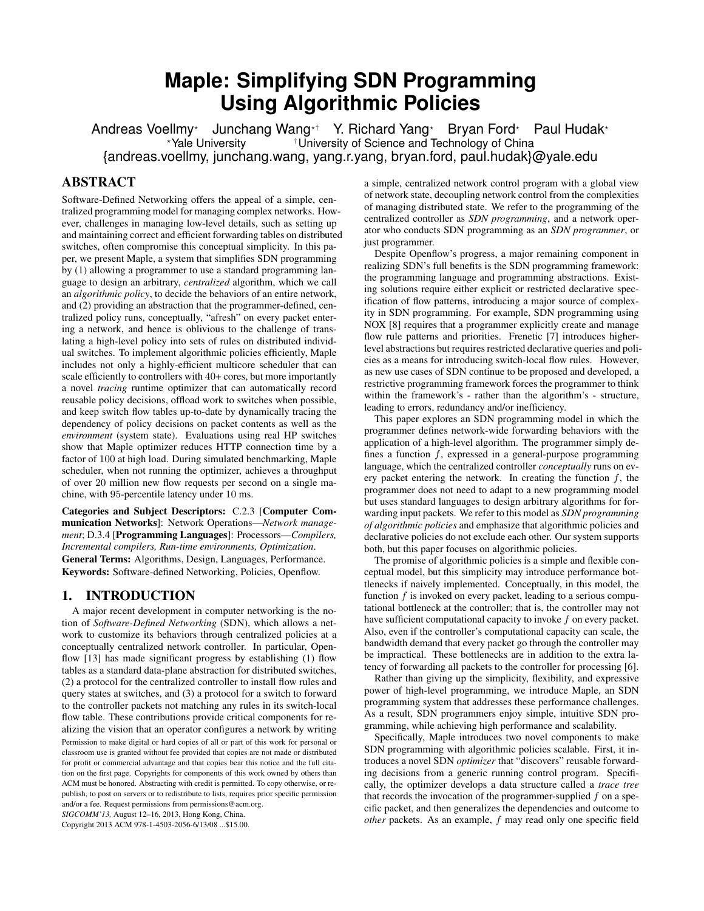# Maple: Simplifying SDN Programming Using Algorithmic Policies

Andreas Voellmy[⋆] Junchang Wang[⋆†] Y. Richard Yang[⋆] Bryan Ford[⋆] Paul Hudak[⋆]

[⋆]Yale University [†]University of Science and Technology of China

{andreas.voellmy, junchang.wang, yang.r.yang, bryan.ford, paul.hudak}@yale.edu

## ABSTRACT

Software-Defined Networking offers the appeal of a simple, centralized programming model for managing complex networks. However, challenges in managing low-level details, such as setting up and maintaining correct and efficient forwarding tables on distributed switches, often compromise this conceptual simplicity. In this paper, we present Maple, a system that simplifies SDN programming by (1) allowing a programmer to use a standard programming language to design an arbitrary, *centralized* algorithm, which we call an *algorithmic policy*, to decide the behaviors of an entire network, and (2) providing an abstraction that the programmer-defined, centralized policy runs, conceptually, "afresh" on every packet entering a network, and hence is oblivious to the challenge of translating a high-level policy into sets of rules on distributed individual switches. To implement algorithmic policies efficiently, Maple includes not only a highly-efficient multicore scheduler that can scale efficiently to controllers with 40+ cores, but more importantly a novel *tracing* runtime optimizer that can automatically record reusable policy decisions, offload work to switches when possible, and keep switch flow tables up-to-date by dynamically tracing the dependency of policy decisions on packet contents as well as the *environment* (system state). Evaluations using real HP switches show that Maple optimizer reduces HTTP connection time by a factor of 100 at high load. During simulated benchmarking, Maple scheduler, when not running the optimizer, achieves a throughput of over 20 million new flow requests per second on a single machine, with 95-percentile latency under 10 ms.

**Categories and Subject Descriptors:** C.2.3 [**Computer Communication Networks**]: Network Operations—*Network management*; D.3.4 [**Programming Languages**]: Processors—*Compilers, Incremental compilers, Run-time environments, Optimization*.

**General Terms:** Algorithms, Design, Languages, Performance.

**Keywords:** Software-defined Networking, Policies, Openflow.

## 1. INTRODUCTION

A major recent development in computer networking is the notion of *Software-Defined Networking* (SDN), which allows a network to customize its behaviors through centralized policies at a conceptually centralized network controller. In particular, Openflow [13] has made significant progress by establishing (1) flow tables as a standard data-plane abstraction for distributed switches, (2) a protocol for the centralized controller to install flow rules and query states at switches, and (3) a protocol for a switch to forward to the controller packets not matching any rules in its switch-local flow table. These contributions provide critical components for realizing the vision that an operator configures a network by writing a simple, centralized network control program with a global view of network state, decoupling network control from the complexities of managing distributed state. We refer to the programming of the centralized controller as *SDN programming*, and a network operator who conducts SDN programming as an *SDN programmer*, or just programmer.

Permission to make digital or hard copies of all or part of this work for personal or classroom use is granted without fee provided that copies are not made or distributed for profit or commercial advantage and that copies bear this notice and the full citation on the first page. Copyrights for components of this work owned by others than ACM must be honored. Abstracting with credit is permitted. To copy otherwise, or republish, to post on servers or to redistribute to lists, requires prior specific permission and/or a fee. Request permissions from permissions@acm.org.
*SIGCOMM'13,* August 12–16, 2013, Hong Kong, China.
Copyright 2013 ACM 978-1-4503-2056-6/13/08 ...$15.00.

Despite Openflow's progress, a major remaining component in realizing SDN's full benefits is the SDN programming framework: the programming language and programming abstractions. Existing solutions require either explicit or restricted declarative specification of flow patterns, introducing a major source of complexity in SDN programming. For example, SDN programming using NOX [8] requires that a programmer explicitly create and manage flow rule patterns and priorities. Frenetic [7] introduces higher-level abstractions but requires restricted declarative queries and policies as a means for introducing switch-local flow rules. However, as new use cases of SDN continue to be proposed and developed, a restrictive programming framework forces the programmer to think within the framework's - rather than the algorithm's - structure, leading to errors, redundancy and/or inefficiency.

This paper explores an SDN programming model in which the programmer defines network-wide forwarding behaviors with the application of a high-level algorithm. The programmer simply defines a function $f$, expressed in a general-purpose programming language, which the centralized controller *conceptually* runs on every packet entering the network. In creating the function $f$, the programmer does not need to adapt to a new programming model but uses standard languages to design arbitrary algorithms for forwarding input packets. We refer to this model as *SDN programming of algorithmic policies* and emphasize that algorithmic policies and declarative policies do not exclude each other. Our system supports both, but this paper focuses on algorithmic policies.

The promise of algorithmic policies is a simple and flexible conceptual model, but this simplicity may introduce performance bottlenecks if naively implemented. Conceptually, in this model, the function $f$ is invoked on every packet, leading to a serious computational bottleneck at the controller; that is, the controller may not have sufficient computational capacity to invoke $f$ on every packet. Also, even if the controller's computational capacity can scale, the bandwidth demand that every packet go through the controller may be impractical. These bottlenecks are in addition to the extra latency of forwarding all packets to the controller for processing [6].

Rather than giving up the simplicity, flexibility, and expressive power of high-level programming, we introduce Maple, an SDN programming system that addresses these performance challenges. As a result, SDN programmers enjoy simple, intuitive SDN programming, while achieving high performance and scalability.

Specifically, Maple introduces two novel components to make SDN programming with algorithmic policies scalable. First, it introduces a novel SDN *optimizer* that "discovers" reusable forwarding decisions from a generic running control program. Specifically, the optimizer develops a data structure called a *trace tree* that records the invocation of the programmer-supplied $f$ on a specific packet, and then generalizes the dependencies and outcome to *other* packets. As an example, $f$ may read only one specific field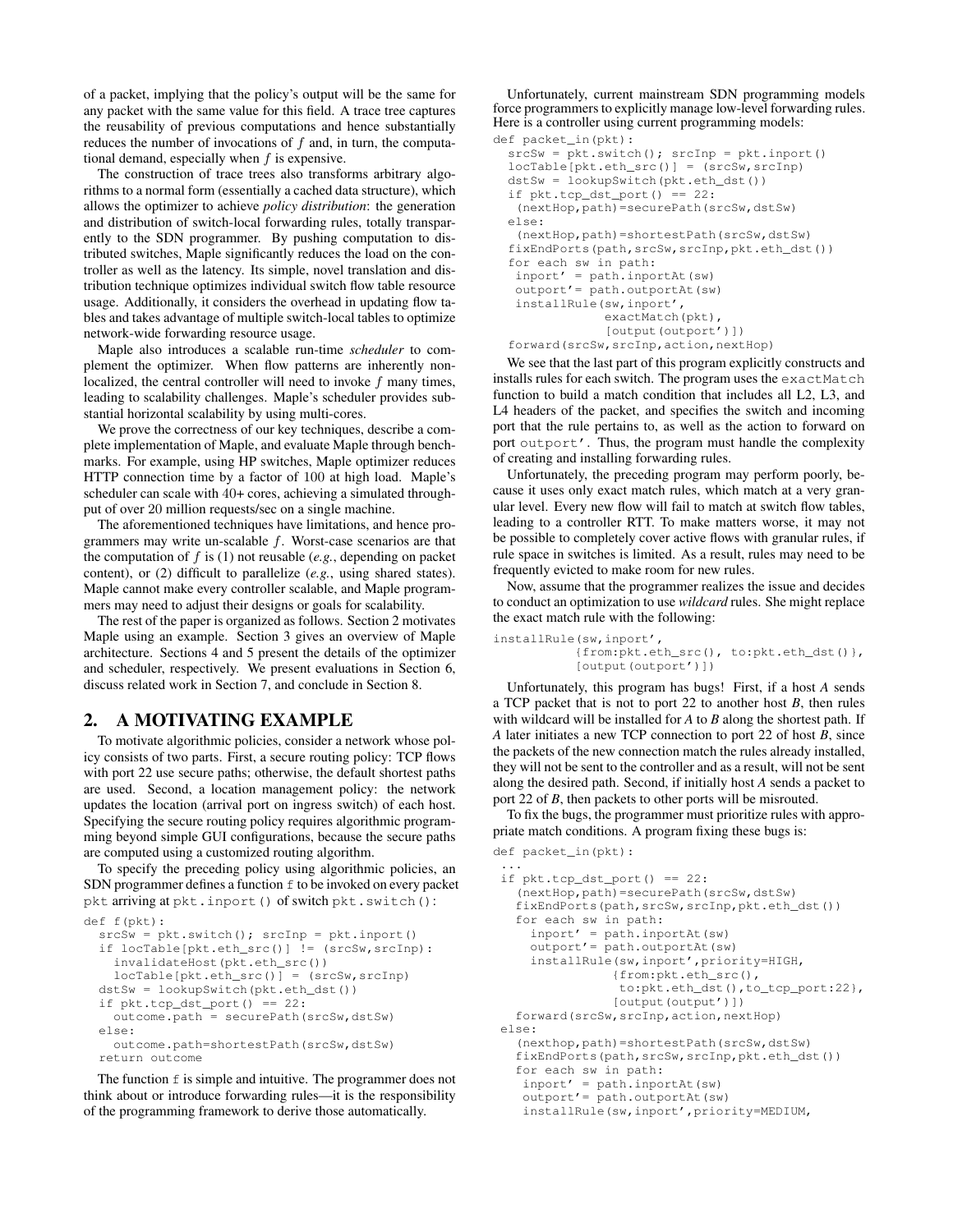of a packet, implying that the policy's output will be the same for any packet with the same value for this field. A trace tree captures the reusability of previous computations and hence substantially reduces the number of invocations of $f$ and, in turn, the computational demand, especially when $f$ is expensive.

The construction of trace trees also transforms arbitrary algorithms to a normal form (essentially a cached data structure), which allows the optimizer to achieve *policy distribution*: the generation and distribution of switch-local forwarding rules, totally transparently to the SDN programmer. By pushing computation to distributed switches, Maple significantly reduces the load on the controller as well as the latency. Its simple, novel translation and distribution technique optimizes individual switch flow table resource usage. Additionally, it considers the overhead in updating flow tables and takes advantage of multiple switch-local tables to optimize network-wide forwarding resource usage.

Maple also introduces a scalable run-time *scheduler* to complement the optimizer. When flow patterns are inherently non-localized, the central controller will need to invoke $f$ many times, leading to scalability challenges. Maple's scheduler provides substantial horizontal scalability by using multi-cores.

We prove the correctness of our key techniques, describe a complete implementation of Maple, and evaluate Maple through benchmarks. For example, using HP switches, Maple optimizer reduces HTTP connection time by a factor of 100 at high load. Maple's scheduler can scale with 40+ cores, achieving a simulated throughput of over 20 million requests/sec on a single machine.

The aforementioned techniques have limitations, and hence programmers may write un-scalable $f$. Worst-case scenarios are that the computation of $f$ is (1) not reusable (*e.g.*, depending on packet content), or (2) difficult to parallelize (*e.g.*, using shared states). Maple cannot make every controller scalable, and Maple programmers may need to adjust their designs or goals for scalability.

The rest of the paper is organized as follows. Section 2 motivates Maple using an example. Section 3 gives an overview of Maple architecture. Sections 4 and 5 present the details of the optimizer and scheduler, respectively. We present evaluations in Section 6, discuss related work in Section 7, and conclude in Section 8.

## 2. A MOTIVATING EXAMPLE

To motivate algorithmic policies, consider a network whose policy consists of two parts. First, a secure routing policy: TCP flows with port 22 use secure paths; otherwise, the default shortest paths are used. Second, a location management policy: the network updates the location (arrival port on ingress switch) of each host. Specifying the secure routing policy requires algorithmic programming beyond simple GUI configurations, because the secure paths are computed using a customized routing algorithm.

To specify the preceding policy using algorithmic policies, an SDN programmer defines a function `f` to be invoked on every packet `pkt` arriving at `pkt.inport()` of switch `pkt.switch()`:

```
def f(pkt):
  srcSw = pkt.switch(); srcInp = pkt.inport()
  if locTable[pkt.eth_src()] != (srcSw,srcInp):
    invalidateHost(pkt.eth_src())
    locTable[pkt.eth_src()] = (srcSw,srcInp)
  dstSw = lookupSwitch(pkt.eth_dst())
  if pkt.tcp_dst_port() == 22:
    outcome.path = securePath(srcSw,dstSw)
  else:
    outcome.path=shortestPath(srcSw,dstSw)
  return outcome
```

The function `f` is simple and intuitive. The programmer does not think about or introduce forwarding rules—it is the responsibility of the programming framework to derive those automatically.

Unfortunately, current mainstream SDN programming models force programmers to explicitly manage low-level forwarding rules. Here is a controller using current programming models:

```
def packet_in(pkt):
  srcSw = pkt.switch(); srcInp = pkt.inport()
  locTable[pkt.eth_src()] = (srcSw,srcInp)
  dstSw = lookupSwitch(pkt.eth_dst())
  if pkt.tcp_dst_port() == 22:
   (nextHop,path)=securePath(srcSw,dstSw)
  else:
   (nextHop,path)=shortestPath(srcSw,dstSw)
  fixEndPorts(path,srcSw,srcInp,pkt.eth_dst())
  for each sw in path:
   inport' = path.inportAt(sw)
   outport'= path.outportAt(sw)
   installRule(sw,inport',
               exactMatch(pkt),
               [output(outport')])
  forward(srcSw,srcInp,action,nextHop)
```

We see that the last part of this program explicitly constructs and installs rules for each switch. The program uses the `exactMatch` function to build a match condition that includes all L2, L3, and L4 headers of the packet, and specifies the switch and incoming port that the rule pertains to, as well as the action to forward on port `outport'`. Thus, the program must handle the complexity of creating and installing forwarding rules.

Unfortunately, the preceding program may perform poorly, because it uses only exact match rules, which match at a very granular level. Every new flow will fail to match at switch flow tables, leading to a controller RTT. To make matters worse, it may not be possible to completely cover active flows with granular rules, if rule space in switches is limited. As a result, rules may need to be frequently evicted to make room for new rules.

Now, assume that the programmer realizes the issue and decides to conduct an optimization to use *wildcard* rules. She might replace the exact match rule with the following:

```
installRule(sw,inport',
           {from:pkt.eth_src(), to:pkt.eth_dst()},
           [output(outport')])
```

Unfortunately, this program has bugs! First, if a host *A* sends a TCP packet that is not to port 22 to another host *B*, then rules with wildcard will be installed for *A* to *B* along the shortest path. If *A* later initiates a new TCP connection to port 22 of host *B*, since the packets of the new connection match the rules already installed, they will not be sent to the controller and as a result, will not be sent along the desired path. Second, if initially host *A* sends a packet to port 22 of *B*, then packets to other ports will be misrouted.

To fix the bugs, the programmer must prioritize rules with appropriate match conditions. A program fixing these bugs is:

```
def packet_in(pkt):
 ...
 if pkt.tcp_dst_port() == 22:
   (nextHop,path)=securePath(srcSw,dstSw)
   fixEndPorts(path,srcSw,srcInp,pkt.eth_dst())
   for each sw in path:
     inport' = path.inportAt(sw)
     outport'= path.outportAt(sw)
     installRule(sw,inport',priority=HIGH,
               {from:pkt.eth_src(),
                to:pkt.eth_dst(),to_tcp_port:22},
               [output(output')])
   forward(srcSw,srcInp,action,nextHop)
 else:
   (nexthop,path)=shortestPath(srcSw,dstSw)
   fixEndPorts(path,srcSw,srcInp,pkt.eth_dst())
   for each sw in path:
    inport' = path.inportAt(sw)
    outport'= path.outportAt(sw)
    installRule(sw,inport',priority=MEDIUM,
```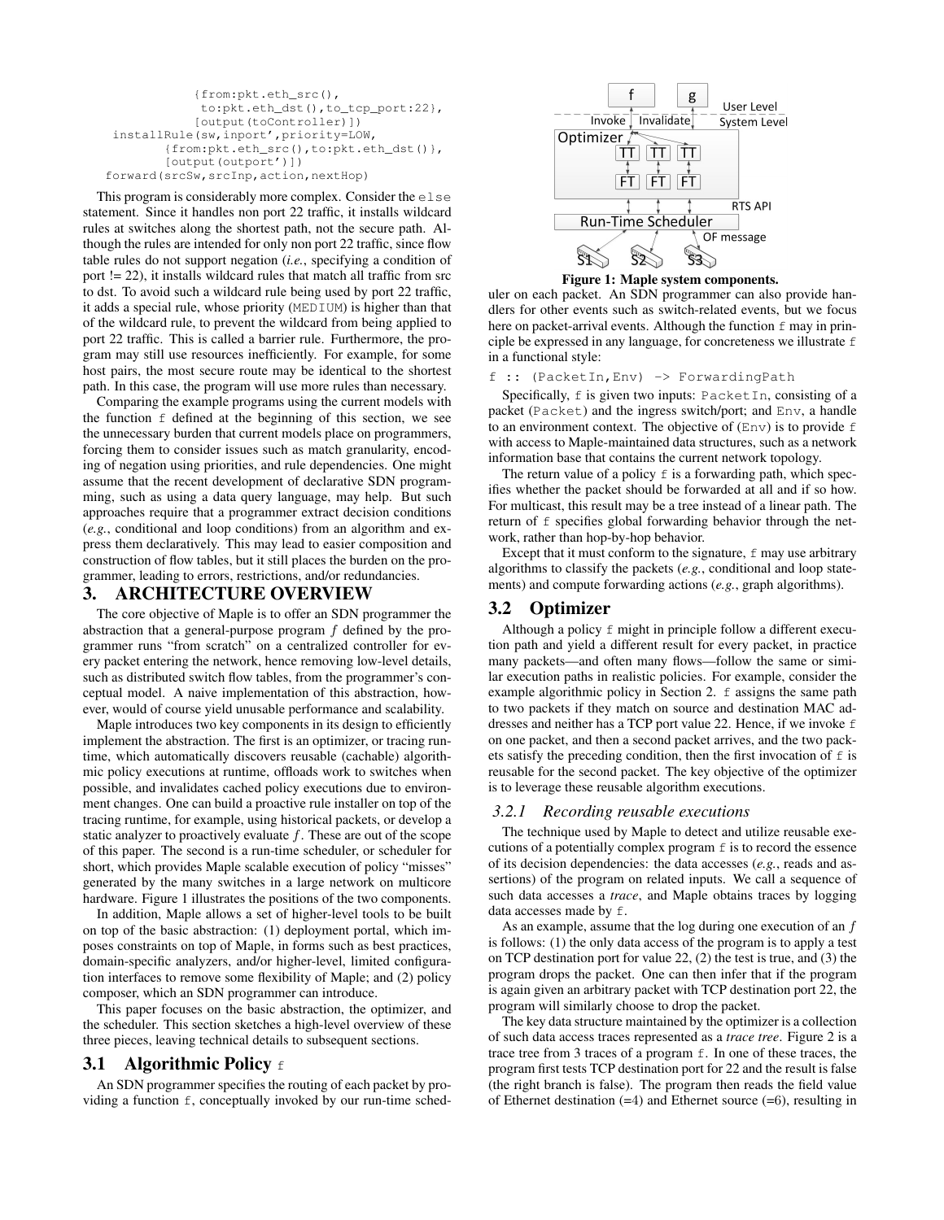```
                {from:pkt.eth_src(),
                 to:pkt.eth_dst(),to_tcp_port:22},
                [output(toController)])
  installRule(sw,inport',priority=LOW,
           {from:pkt.eth_src(),to:pkt.eth_dst()},
           [output(outport')])
 forward(srcSw,srcInp,action,nextHop)
```

This program is considerably more complex. Consider the `else` statement. Since it handles non port 22 traffic, it installs wildcard rules at switches along the shortest path, not the secure path. Although the rules are intended for only non port 22 traffic, since flow table rules do not support negation (*i.e.*, specifying a condition of port != 22), it installs wildcard rules that match all traffic from src to dst. To avoid such a wildcard rule being used by port 22 traffic, it adds a special rule, whose priority (`MEDIUM`) is higher than that of the wildcard rule, to prevent the wildcard from being applied to port 22 traffic. This is called a barrier rule. Furthermore, the program may still use resources inefficiently. For example, for some host pairs, the most secure route may be identical to the shortest path. In this case, the program will use more rules than necessary.

Comparing the example programs using the current models with the function `f` defined at the beginning of this section, we see the unnecessary burden that current models place on programmers, forcing them to consider issues such as match granularity, encoding of negation using priorities, and rule dependencies. One might assume that the recent development of declarative SDN programming, such as using a data query language, may help. But such approaches require that a programmer extract decision conditions (*e.g.*, conditional and loop conditions) from an algorithm and express them declaratively. This may lead to easier composition and construction of flow tables, but it still places the burden on the programmer, leading to errors, restrictions, and/or redundancies.

# 3. ARCHITECTURE OVERVIEW

The core objective of Maple is to offer an SDN programmer the abstraction that a general-purpose program $f$ defined by the programmer runs "from scratch" on a centralized controller for every packet entering the network, hence removing low-level details, such as distributed switch flow tables, from the programmer's conceptual model. A naive implementation of this abstraction, however, would of course yield unusable performance and scalability.

Maple introduces two key components in its design to efficiently implement the abstraction. The first is an optimizer, or tracing runtime, which automatically discovers reusable (cachable) algorithmic policy executions at runtime, offloads work to switches when possible, and invalidates cached policy executions due to environment changes. One can build a proactive rule installer on top of the tracing runtime, for example, using historical packets, or develop a static analyzer to proactively evaluate $f$. These are out of the scope of this paper. The second is a run-time scheduler, or scheduler for short, which provides Maple scalable execution of policy "misses" generated by the many switches in a large network on multicore hardware. Figure 1 illustrates the positions of the two components.

In addition, Maple allows a set of higher-level tools to be built on top of the basic abstraction: (1) deployment portal, which imposes constraints on top of Maple, in forms such as best practices, domain-specific analyzers, and/or higher-level, limited configuration interfaces to remove some flexibility of Maple; and (2) policy composer, which an SDN programmer can introduce.

This paper focuses on the basic abstraction, the optimizer, and the scheduler. This section sketches a high-level overview of these three pieces, leaving technical details to subsequent sections.

## 3.1 Algorithmic Policy `f`

An SDN programmer specifies the routing of each packet by providing a function `f`, conceptually invoked by our run-time scheduler on each packet. An SDN programmer can also provide handlers for other events such as switch-related events, but we focus here on packet-arrival events. Although the function `f` may in principle be expressed in any language, for concreteness we illustrate `f` in a functional style:

f
g
Invoke
Invalidate
User Level
System Level
Optimizer
TT TT TT
FT FT FT
RTS API
Run-Time Scheduler
OF message
S1 S2 S3

**Figure 1: Maple system components.**

```
f :: (PacketIn,Env) -> ForwardingPath
```

Specifically, `f` is given two inputs: `PacketIn`, consisting of a packet (`Packet`) and the ingress switch/port; and `Env`, a handle to an environment context. The objective of (`Env`) is to provide `f` with access to Maple-maintained data structures, such as a network information base that contains the current network topology.

The return value of a policy `f` is a forwarding path, which specifies whether the packet should be forwarded at all and if so how. For multicast, this result may be a tree instead of a linear path. The return of `f` specifies global forwarding behavior through the network, rather than hop-by-hop behavior.

Except that it must conform to the signature, `f` may use arbitrary algorithms to classify the packets (*e.g.*, conditional and loop statements) and compute forwarding actions (*e.g.*, graph algorithms).

## 3.2 Optimizer

Although a policy `f` might in principle follow a different execution path and yield a different result for every packet, in practice many packets—and often many flows—follow the same or similar execution paths in realistic policies. For example, consider the example algorithmic policy in Section 2. `f` assigns the same path to two packets if they match on source and destination MAC addresses and neither has a TCP port value 22. Hence, if we invoke `f` on one packet, and then a second packet arrives, and the two packets satisfy the preceding condition, then the first invocation of `f` is reusable for the second packet. The key objective of the optimizer is to leverage these reusable algorithm executions.

### 3.2.1 Recording reusable executions

The technique used by Maple to detect and utilize reusable executions of a potentially complex program `f` is to record the essence of its decision dependencies: the data accesses (*e.g.*, reads and assertions) of the program on related inputs. We call a sequence of such data accesses a *trace*, and Maple obtains traces by logging data accesses made by `f`.

As an example, assume that the log during one execution of an $f$ is follows: (1) the only data access of the program is to apply a test on TCP destination port for value 22, (2) the test is true, and (3) the program drops the packet. One can then infer that if the program is again given an arbitrary packet with TCP destination port 22, the program will similarly choose to drop the packet.

The key data structure maintained by the optimizer is a collection of such data access traces represented as a *trace tree*. Figure 2 is a trace tree from 3 traces of a program `f`. In one of these traces, the program first tests TCP destination port for 22 and the result is false (the right branch is false). The program then reads the field value of Ethernet destination (=4) and Ethernet source (=6), resulting in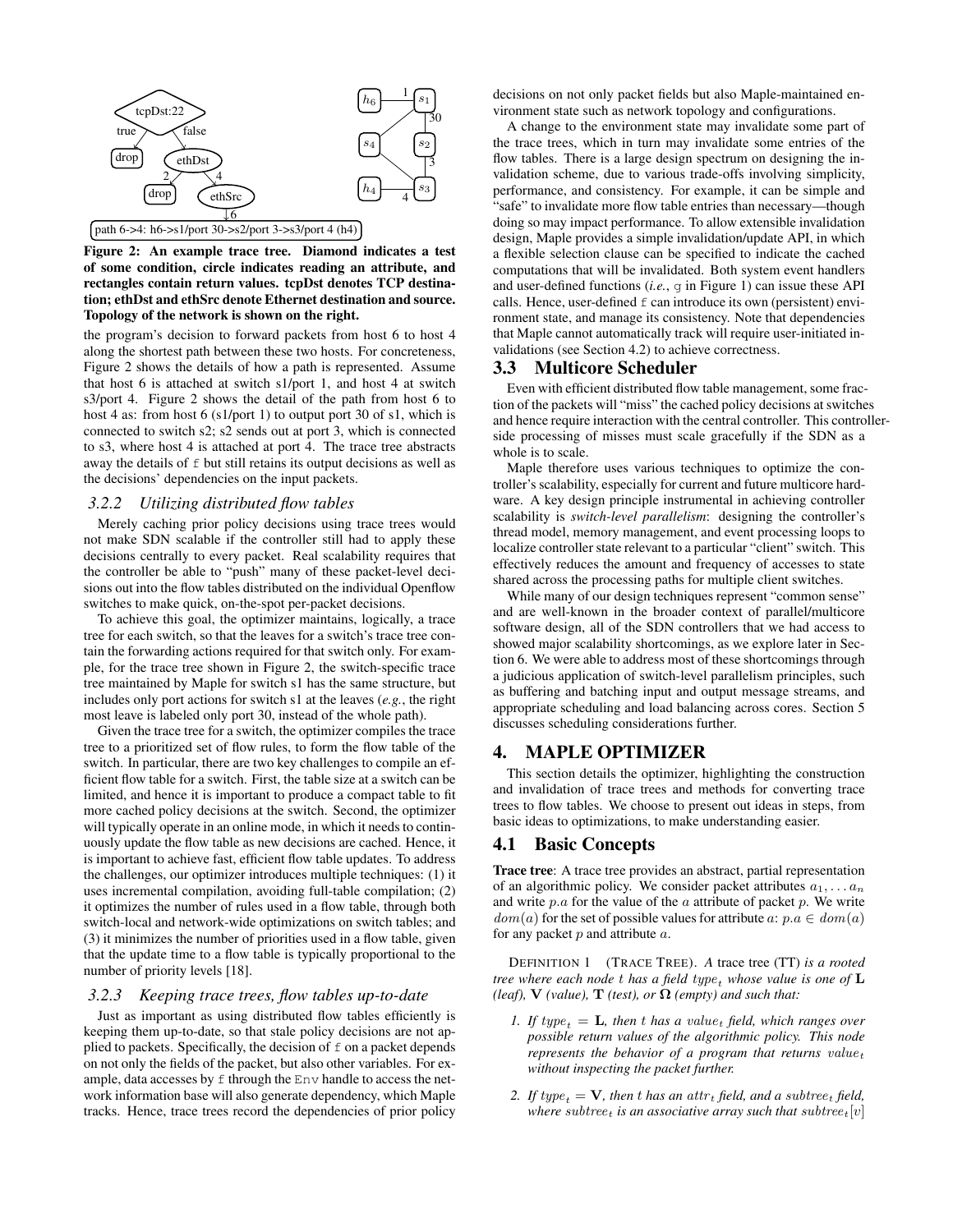**Figure 2: An example trace tree. Diamond indicates a test of some condition, circle indicates reading an attribute, and rectangles contain return values. tcpDst denotes TCP destination; ethDst and ethSrc denote Ethernet destination and source. Topology of the network is shown on the right.**

the program's decision to forward packets from host 6 to host 4 along the shortest path between these two hosts. For concreteness, Figure 2 shows the details of how a path is represented. Assume that host 6 is attached at switch s1/port 1, and host 4 at switch s3/port 4. Figure 2 shows the detail of the path from host 6 to host 4 as: from host 6 (s1/port 1) to output port 30 of s1, which is connected to switch s2; s2 sends out at port 3, which is connected to s3, where host 4 is attached at port 4. The trace tree abstracts away the details of `f` but still retains its output decisions as well as the decisions' dependencies on the input packets.

### *3.2.2 Utilizing distributed flow tables*

Merely caching prior policy decisions using trace trees would not make SDN scalable if the controller still had to apply these decisions centrally to every packet. Real scalability requires that the controller be able to "push" many of these packet-level decisions out into the flow tables distributed on the individual Openflow switches to make quick, on-the-spot per-packet decisions.

To achieve this goal, the optimizer maintains, logically, a trace tree for each switch, so that the leaves for a switch's trace tree contain the forwarding actions required for that switch only. For example, for the trace tree shown in Figure 2, the switch-specific trace tree maintained by Maple for switch s1 has the same structure, but includes only port actions for switch s1 at the leaves (*e.g.*, the right most leave is labeled only port 30, instead of the whole path).

Given the trace tree for a switch, the optimizer compiles the trace tree to a prioritized set of flow rules, to form the flow table of the switch. In particular, there are two key challenges to compile an efficient flow table for a switch. First, the table size at a switch can be limited, and hence it is important to produce a compact table to fit more cached policy decisions at the switch. Second, the optimizer will typically operate in an online mode, in which it needs to continuously update the flow table as new decisions are cached. Hence, it is important to achieve fast, efficient flow table updates. To address the challenges, our optimizer introduces multiple techniques: (1) it uses incremental compilation, avoiding full-table compilation; (2) it optimizes the number of rules used in a flow table, through both switch-local and network-wide optimizations on switch tables; and (3) it minimizes the number of priorities used in a flow table, given that the update time to a flow table is typically proportional to the number of priority levels [18].

### *3.2.3 Keeping trace trees, flow tables up-to-date*

Just as important as using distributed flow tables efficiently is keeping them up-to-date, so that stale policy decisions are not applied to packets. Specifically, the decision of `f` on a packet depends on not only the fields of the packet, but also other variables. For example, data accesses by `f` through the `Env` handle to access the network information base will also generate dependency, which Maple tracks. Hence, trace trees record the dependencies of prior policy decisions on not only packet fields but also Maple-maintained environment state such as network topology and configurations.

A change to the environment state may invalidate some part of the trace trees, which in turn may invalidate some entries of the flow tables. There is a large design spectrum on designing the invalidation scheme, due to various trade-offs involving simplicity, performance, and consistency. For example, it can be simple and "safe" to invalidate more flow table entries than necessary—though doing so may impact performance. To allow extensible invalidation design, Maple provides a simple invalidation/update API, in which a flexible selection clause can be specified to indicate the cached computations that will be invalidated. Both system event handlers and user-defined functions (*i.e.*, `g` in Figure 1) can issue these API calls. Hence, user-defined `f` can introduce its own (persistent) environment state, and manage its consistency. Note that dependencies that Maple cannot automatically track will require user-initiated invalidations (see Section 4.2) to achieve correctness.

## 3.3 Multicore Scheduler

Even with efficient distributed flow table management, some fraction of the packets will "miss" the cached policy decisions at switches and hence require interaction with the central controller. This controller-side processing of misses must scale gracefully if the SDN as a whole is to scale.

Maple therefore uses various techniques to optimize the controller's scalability, especially for current and future multicore hardware. A key design principle instrumental in achieving controller scalability is *switch-level parallelism*: designing the controller's thread model, memory management, and event processing loops to localize controller state relevant to a particular "client" switch. This effectively reduces the amount and frequency of accesses to state shared across the processing paths for multiple client switches.

While many of our design techniques represent "common sense" and are well-known in the broader context of parallel/multicore software design, all of the SDN controllers that we had access to showed major scalability shortcomings, as we explore later in Section 6. We were able to address most of these shortcomings through a judicious application of switch-level parallelism principles, such as buffering and batching input and output message streams, and appropriate scheduling and load balancing across cores. Section 5 discusses scheduling considerations further.

# 4. MAPLE OPTIMIZER

This section details the optimizer, highlighting the construction and invalidation of trace trees and methods for converting trace trees to flow tables. We choose to present out ideas in steps, from basic ideas to optimizations, to make understanding easier.

## 4.1 Basic Concepts

**Trace tree**: A trace tree provides an abstract, partial representation of an algorithmic policy. We consider packet attributes $a_1, \ldots a_n$ and write $p.a$ for the value of the $a$ attribute of packet $p$. We write $dom(a)$ for the set of possible values for attribute $a$: $p.a \in dom(a)$ for any packet $p$ and attribute $a$.

DEFINITION 1 (TRACE TREE). *A* trace tree (TT) *is a rooted tree where each node $t$ has a field $type_t$ whose value is one of $\mathbf{L}$ (leaf), $\mathbf{V}$ (value), $\mathbf{T}$ (test), or $\mathbf{\Omega}$ (empty) and such that:*

1. *If $type_t = \mathbf{L}$, then $t$ has a $value_t$ field, which ranges over possible return values of the algorithmic policy. This node represents the behavior of a program that returns $value_t$ without inspecting the packet further.*
2. *If $type_t = \mathbf{V}$, then $t$ has an $attr_t$ field, and a $subtree_t$ field, where $subtree_t$ is an associative array such that $subtree_t[v]$*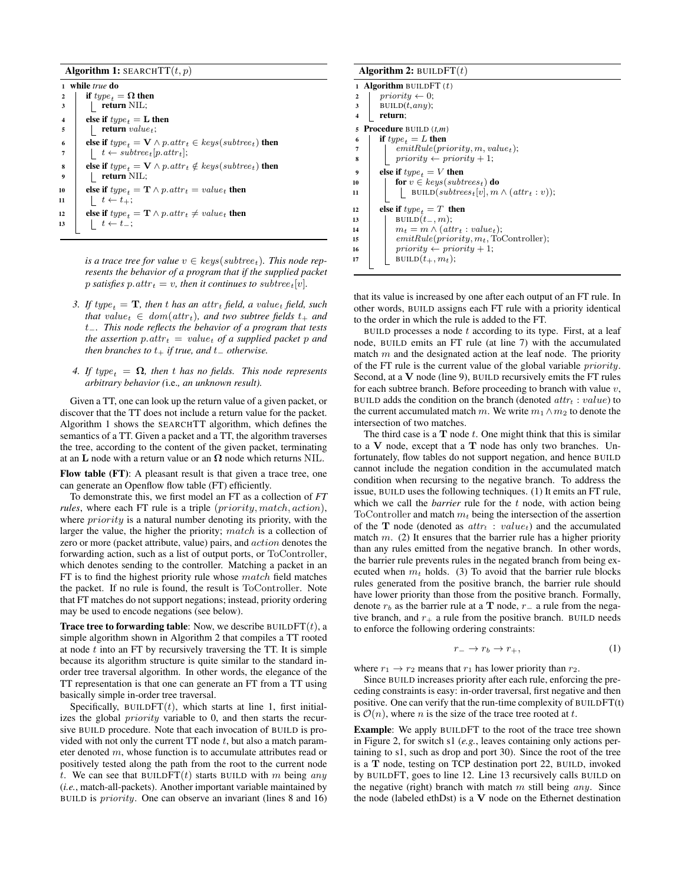**Algorithm 1:** SEARCHTT$(t, p)$

```
1  while true do
2      if type_t = Ω then
3          return NIL;
4      else if type_t = L then
5          return value_t;
6      else if type_t = V ∧ p.attr_t ∈ keys(subtree_t) then
7          t ← subtree_t[p.attr_t];
8      else if type_t = V ∧ p.attr_t ∉ keys(subtree_t) then
9          return NIL;
10     else if type_t = T ∧ p.attr_t = value_t then
11         t ← t_+;
12     else if type_t = T ∧ p.attr_t ≠ value_t then
13         t ← t_-;
```

*is a trace tree for value $v \in keys(subtree_t)$. This node represents the behavior of a program that if the supplied packet $p$ satisfies $p.attr_t = v$, then it continues to $subtree_t[v]$.*

3. *If $type_t = \mathbf{T}$, then $t$ has an $attr_t$ field, a $value_t$ field, such that $value_t \in dom(attr_t)$, and two subtree fields $t_+$ and $t_-$. This node reflects the behavior of a program that tests the assertion $p.attr_t = value_t$ of a supplied packet $p$ and then branches to $t_+$ if true, and $t_-$ otherwise.*

4. *If $type_t = \mathbf{\Omega}$, then $t$ has no fields. This node represents arbitrary behavior (*i.e.*, an unknown result).*

Given a TT, one can look up the return value of a given packet, or discover that the TT does not include a return value for the packet. Algorithm 1 shows the SEARCHTT algorithm, which defines the semantics of a TT. Given a packet and a TT, the algorithm traverses the tree, according to the content of the given packet, terminating at an $\mathbf{L}$ node with a return value or an $\mathbf{\Omega}$ node which returns NIL.

**Flow table (FT)**: A pleasant result is that given a trace tree, one can generate an Openflow flow table (FT) efficiently.

To demonstrate this, we first model an FT as a collection of *FT rules*, where each FT rule is a triple $(priority, match, action)$, where $priority$ is a natural number denoting its priority, with the larger the value, the higher the priority; $match$ is a collection of zero or more (packet attribute, value) pairs, and $action$ denotes the forwarding action, such as a list of output ports, or ToController, which denotes sending to the controller. Matching a packet in an FT is to find the highest priority rule whose $match$ field matches the packet. If no rule is found, the result is ToController. Note that FT matches do not support negations; instead, priority ordering may be used to encode negations (see below).

**Trace tree to forwarding table**: Now, we describe BUILDFT$(t)$, a simple algorithm shown in Algorithm 2 that compiles a TT rooted at node $t$ into an FT by recursively traversing the TT. It is simple because its algorithm structure is quite similar to the standard in-order tree traversal algorithm. In other words, the elegance of the TT representation is that one can generate an FT from a TT using basically simple in-order tree traversal.

Specifically, BUILDFT$(t)$, which starts at line 1, first initializes the global $priority$ variable to 0, and then starts the recursive BUILD procedure. Note that each invocation of BUILD is provided with not only the current TT node $t$, but also a match parameter denoted $m$, whose function is to accumulate attributes read or positively tested along the path from the root to the current node $t$. We can see that BUILDFT$(t)$ starts BUILD with $m$ being $any$ (*i.e.*, match-all-packets). Another important variable maintained by BUILD is $priority$. One can observe an invariant (lines 8 and 16)

**Algorithm 2:** BUILDFT$(t)$

```
1  Algorithm BUILDFT (t)
2      priority ← 0;
3      BUILD(t, any);
4      return;
5  Procedure BUILD (t,m)
6      if type_t = L then
7          emitRule(priority, m, value_t);
8          priority ← priority + 1;
9      else if type_t = V then
10         for v ∈ keys(subtrees_t) do
11             BUILD(subtrees_t[v], m ∧ (attr_t : v));
12     else if type_t = T then
13         BUILD(t_-, m);
14         m_t = m ∧ (attr_t : value_t);
15         emitRule(priority, m_t, ToController);
16         priority ← priority + 1;
17         BUILD(t_+, m_t);
```

that its value is increased by one after each output of an FT rule. In other words, BUILD assigns each FT rule with a priority identical to the order in which the rule is added to the FT.

BUILD processes a node $t$ according to its type. First, at a leaf node, BUILD emits an FT rule (at line 7) with the accumulated match $m$ and the designated action at the leaf node. The priority of the FT rule is the current value of the global variable $priority$. Second, at a $\mathbf{V}$ node (line 9), BUILD recursively emits the FT rules for each subtree branch. Before proceeding to branch with value $v$, BUILD adds the condition on the branch (denoted $attr_t : value$) to the current accumulated match $m$. We write $m_1 \wedge m_2$ to denote the intersection of two matches.

The third case is a $\mathbf{T}$ node $t$. One might think that this is similar to a $\mathbf{V}$ node, except that a $\mathbf{T}$ node has only two branches. Unfortunately, flow tables do not support negation, and hence BUILD cannot include the negation condition in the accumulated match condition when recursing to the negative branch. To address the issue, BUILD uses the following techniques. (1) It emits an FT rule, which we call the *barrier* rule for the $t$ node, with action being ToController and match $m_t$ being the intersection of the assertion of the $\mathbf{T}$ node (denoted as $attr_t : value_t$) and the accumulated match $m$. (2) It ensures that the barrier rule has a higher priority than any rules emitted from the negative branch. In other words, the barrier rule prevents rules in the negated branch from being executed when $m_t$ holds. (3) To avoid that the barrier rule blocks rules generated from the positive branch, the barrier rule should have lower priority than those from the positive branch. Formally, denote $r_b$ as the barrier rule at a $\mathbf{T}$ node, $r_-$ a rule from the negative branch, and $r_+$ a rule from the positive branch. BUILD needs to enforce the following ordering constraints:

$$r_- \to r_b \to r_+, \tag{1}$$

where $r_1 \to r_2$ means that $r_1$ has lower priority than $r_2$.

Since BUILD increases priority after each rule, enforcing the preceding constraints is easy: in-order traversal, first negative and then positive. One can verify that the run-time complexity of BUILDFT(t) is $\mathcal{O}(n)$, where $n$ is the size of the trace tree rooted at $t$.

**Example**: We apply BUILDFT to the root of the trace tree shown in Figure 2, for switch s1 (*e.g.*, leaves containing only actions pertaining to s1, such as drop and port 30). Since the root of the tree is a $\mathbf{T}$ node, testing on TCP destination port 22, BUILD, invoked by BUILDFT, goes to line 12. Line 13 recursively calls BUILD on the negative (right) branch with match $m$ still being $any$. Since the node (labeled ethDst) is a $\mathbf{V}$ node on the Ethernet destination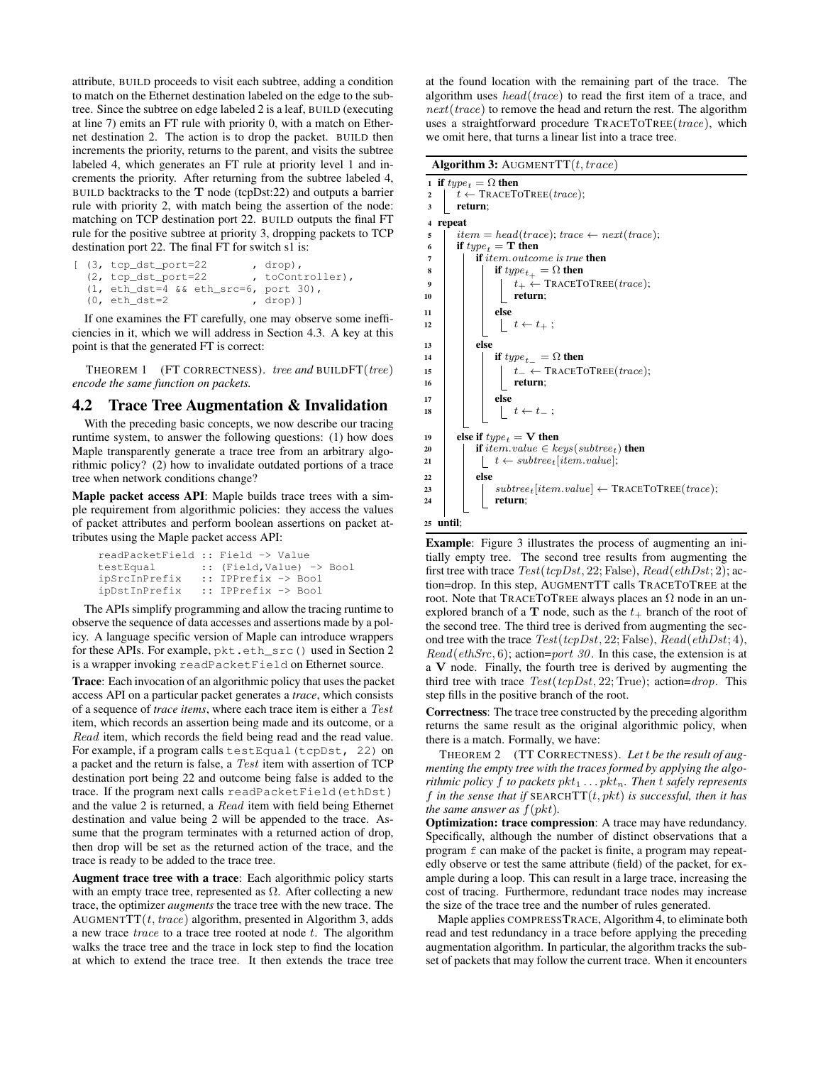attribute, BUILD proceeds to visit each subtree, adding a condition to match on the Ethernet destination labeled on the edge to the subtree. Since the subtree on edge labeled 2 is a leaf, BUILD (executing at line 7) emits an FT rule with priority 0, with a match on Ethernet destination 2. The action is to drop the packet. BUILD then increments the priority, returns to the parent, and visits the subtree labeled 4, which generates an FT rule at priority level 1 and increments the priority. After returning from the subtree labeled 4, BUILD backtracks to the **T** node (tcpDst:22) and outputs a barrier rule with priority 2, with match being the assertion of the node: matching on TCP destination port 22. BUILD outputs the final FT rule for the positive subtree at priority 3, dropping packets to TCP destination port 22. The final FT for switch s1 is:

```
[ (3, tcp_dst_port=22          , drop),
  (2, tcp_dst_port=22          , toController),
  (1, eth_dst=4 && eth_src=6, port 30),
  (0, eth_dst=2                , drop)]
```

If one examines the FT carefully, one may observe some inefficiencies in it, which we will address in Section 4.3. A key at this point is that the generated FT is correct:

THEOREM 1 (FT CORRECTNESS). *tree and* BUILDFT(*tree*) *encode the same function on packets.*

## 4.2 Trace Tree Augmentation & Invalidation

With the preceding basic concepts, we now describe our tracing runtime system, to answer the following questions: (1) how does Maple transparently generate a trace tree from an arbitrary algorithmic policy? (2) how to invalidate outdated portions of a trace tree when network conditions change?

**Maple packet access API**: Maple builds trace trees with a simple requirement from algorithmic policies: they access the values of packet attributes and perform boolean assertions on packet attributes using the Maple packet access API:

```
readPacketField :: Field -> Value
testEqual       :: (Field,Value) -> Bool
ipSrcInPrefix   :: IPPrefix -> Bool
ipDstInPrefix   :: IPPrefix -> Bool
```

The APIs simplify programming and allow the tracing runtime to observe the sequence of data accesses and assertions made by a policy. A language specific version of Maple can introduce wrappers for these APIs. For example, `pkt.eth_src()` used in Section 2 is a wrapper invoking `readPacketField` on Ethernet source.

**Trace**: Each invocation of an algorithmic policy that uses the packet access API on a particular packet generates a *trace*, which consists of a sequence of *trace items*, where each trace item is either a *Test* item, which records an assertion being made and its outcome, or a *Read* item, which records the field being read and the read value. For example, if a program calls `testEqual(tcpDst, 22)` on a packet and the return is false, a *Test* item with assertion of TCP destination port being 22 and outcome being false is added to the trace. If the program next calls `readPacketField(ethDst)` and the value 2 is returned, a *Read* item with field being Ethernet destination and value being 2 will be appended to the trace. Assume that the program terminates with a returned action of drop, then drop will be set as the returned action of the trace, and the trace is ready to be added to the trace tree.

**Augment trace tree with a trace**: Each algorithmic policy starts with an empty trace tree, represented as $\Omega$. After collecting a new trace, the optimizer *augments* the trace tree with the new trace. The AUGMENTTT($t$, $trace$) algorithm, presented in Algorithm 3, adds a new trace $trace$ to a trace tree rooted at node $t$. The algorithm walks the trace tree and the trace in lock step to find the location at which to extend the trace tree. It then extends the trace tree at the found location with the remaining part of the trace. The algorithm uses $head(trace)$ to read the first item of a trace, and $next(trace)$ to remove the head and return the rest. The algorithm uses a straightforward procedure TRACETOTREE($trace$), which we omit here, that turns a linear list into a trace tree.

**Algorithm 3:** AUGMENTTT($t$, $trace$)

```
1  if type_t = Ω then
2      t ← TRACETOTREE(trace);
3      return;
4  repeat
5      item = head(trace); trace ← next(trace);
6      if type_t = T then
7          if item.outcome is true then
8              if type_{t+} = Ω then
9                  t+ ← TRACETOTREE(trace);
10                 return;
11             else
12                 t ← t+ ;
13         else
14             if type_{t-} = Ω then
15                 t- ← TRACETOTREE(trace);
16                 return;
17             else
18                 t ← t- ;
19     else if type_t = V then
20         if item.value ∈ keys(subtree_t) then
21             t ← subtree_t[item.value];
22         else
23             subtree_t[item.value] ← TRACETOTREE(trace);
24             return;
25 until;
```

**Example**: Figure 3 illustrates the process of augmenting an initially empty tree. The second tree results from augmenting the first tree with trace $Test(tcpDst, 22; \text{False})$, $Read(ethDst; 2)$; action=drop. In this step, AUGMENTTT calls TRACETOTREE at the root. Note that TRACETOTREE always places an $\Omega$ node in an unexplored branch of a **T** node, such as the $t_+$ branch of the root of the second tree. The third tree is derived from augmenting the second tree with the trace $Test(tcpDst, 22; \text{False})$, $Read(ethDst; 4)$, $Read(ethSrc, 6)$; action=*port 30*. In this case, the extension is at a **V** node. Finally, the fourth tree is derived by augmenting the third tree with trace $Test(tcpDst, 22; \text{True})$; action=*drop*. This step fills in the positive branch of the root.

**Correctness**: The trace tree constructed by the preceding algorithm returns the same result as the original algorithmic policy, when there is a match. Formally, we have:

THEOREM 2 (TT CORRECTNESS). *Let t be the result of augmenting the empty tree with the traces formed by applying the algorithmic policy $f$ to packets $pkt_1 \ldots pkt_n$. Then t safely represents $f$ in the sense that if* SEARCHTT($t, pkt$) *is successful, then it has the same answer as $f(pkt)$.*

**Optimization: trace compression**: A trace may have redundancy. Specifically, although the number of distinct observations that a program `f` can make of the packet is finite, a program may repeatedly observe or test the same attribute (field) of the packet, for example during a loop. This can result in a large trace, increasing the cost of tracing. Furthermore, redundant trace nodes may increase the size of the trace tree and the number of rules generated.

Maple applies COMPRESSTRACE, Algorithm 4, to eliminate both read and test redundancy in a trace before applying the preceding augmentation algorithm. In particular, the algorithm tracks the subset of packets that may follow the current trace. When it encounters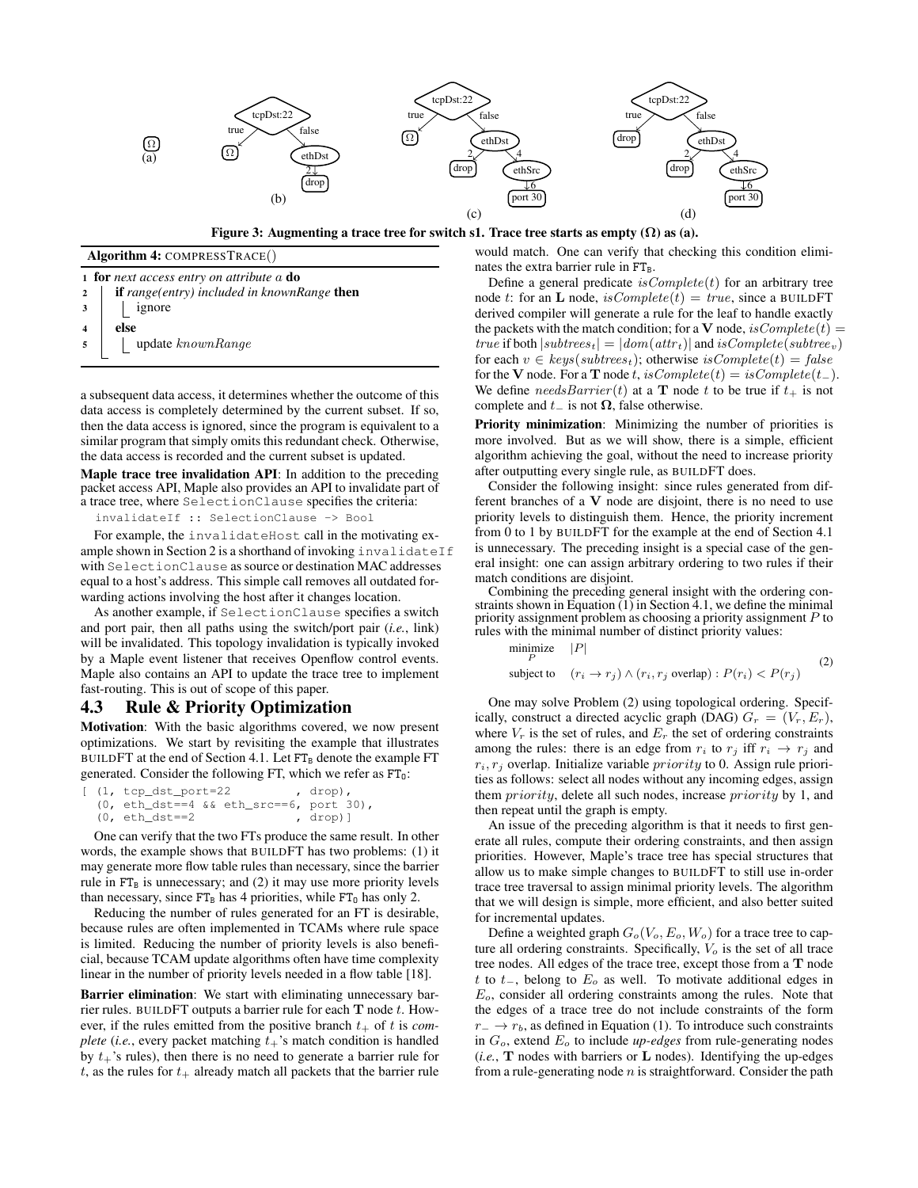Figure 3: Augmenting a trace tree for switch s1. Trace tree starts as empty ($\Omega$) as (a).

**Algorithm 4:** COMPRESSTRACE()

```
1 for next access entry on attribute a do
2     if range(entry) included in knownRange then
3         ignore
4     else
5         update knownRange
```

a subsequent data access, it determines whether the outcome of this data access is completely determined by the current subset. If so, then the data access is ignored, since the program is equivalent to a similar program that simply omits this redundant check. Otherwise, the data access is recorded and the current subset is updated.

**Maple trace tree invalidation API**: In addition to the preceding packet access API, Maple also provides an API to invalidate part of a trace tree, where `SelectionClause` specifies the criteria:

```
invalidateIf :: SelectionClause -> Bool
```

For example, the `invalidateHost` call in the motivating example shown in Section 2 is a shorthand of invoking `invalidateIf` with `SelectionClause` as source or destination MAC addresses equal to a host's address. This simple call removes all outdated forwarding actions involving the host after it changes location.

As another example, if `SelectionClause` specifies a switch and port pair, then all paths using the switch/port pair (*i.e.*, link) will be invalidated. This topology invalidation is typically invoked by a Maple event listener that receives Openflow control events. Maple also contains an API to update the trace tree to implement fast-routing. This is out of scope of this paper.

## 4.3 Rule & Priority Optimization

**Motivation**: With the basic algorithms covered, we now present optimizations. We start by revisiting the example that illustrates BUILDFT at the end of Section 4.1. Let $FT_B$ denote the example FT generated. Consider the following FT, which we refer as $FT_O$:

```
[ (1, tcp_dst_port=22          , drop),
  (0, eth_dst==4 && eth_src==6, port 30),
  (0, eth_dst==2               , drop)]
```

One can verify that the two FTs produce the same result. In other words, the example shows that BUILDFT has two problems: (1) it may generate more flow table rules than necessary, since the barrier rule in $FT_B$ is unnecessary; and (2) it may use more priority levels than necessary, since $FT_B$ has 4 priorities, while $FT_O$ has only 2.

Reducing the number of rules generated for an FT is desirable, because rules are often implemented in TCAMs where rule space is limited. Reducing the number of priority levels is also beneficial, because TCAM update algorithms often have time complexity linear in the number of priority levels needed in a flow table [18].

**Barrier elimination**: We start with eliminating unnecessary barrier rules. BUILDFT outputs a barrier rule for each $\mathbf{T}$ node $t$. However, if the rules emitted from the positive branch $t_+$ of $t$ is *complete* (*i.e.*, every packet matching $t_+$'s match condition is handled by $t_+$'s rules), then there is no need to generate a barrier rule for $t$, as the rules for $t_+$ already match all packets that the barrier rule would match. One can verify that checking this condition eliminates the extra barrier rule in $FT_B$.

Define a general predicate $isComplete(t)$ for an arbitrary tree node $t$: for an $\mathbf{L}$ node, $isComplete(t) = true$, since a BUILDFT derived compiler will generate a rule for the leaf to handle exactly the packets with the match condition; for a $\mathbf{V}$ node, $isComplete(t) = true$ if both $|subtrees_t| = |dom(attr_t)|$ and $isComplete(subtree_v)$ for each $v \in keys(subtrees_t)$; otherwise $isComplete(t) = false$ for the $\mathbf{V}$ node. For a $\mathbf{T}$ node $t$, $isComplete(t) = isComplete(t_-)$. We define $needsBarrier(t)$ at a $\mathbf{T}$ node $t$ to be true if $t_+$ is not complete and $t_-$ is not $\mathbf{\Omega}$, false otherwise.

**Priority minimization**: Minimizing the number of priorities is more involved. But as we will show, there is a simple, efficient algorithm achieving the goal, without the need to increase priority after outputting every single rule, as BUILDFT does.

Consider the following insight: since rules generated from different branches of a $\mathbf{V}$ node are disjoint, there is no need to use priority levels to distinguish them. Hence, the priority increment from 0 to 1 by BUILDFT for the example at the end of Section 4.1 is unnecessary. The preceding insight is a special case of the general insight: one can assign arbitrary ordering to two rules if their match conditions are disjoint.

Combining the preceding general insight with the ordering constraints shown in Equation (1) in Section 4.1, we define the minimal priority assignment problem as choosing a priority assignment $P$ to rules with the minimal number of distinct priority values:

$$\begin{aligned} \underset{P}{\text{minimize}} \quad & |P| \\ \text{subject to} \quad & (r_i \to r_j) \wedge (r_i, r_j \text{ overlap}) : P(r_i) < P(r_j) \end{aligned} \tag{2}$$

One may solve Problem (2) using topological ordering. Specifically, construct a directed acyclic graph (DAG) $G_r = (V_r, E_r)$, where $V_r$ is the set of rules, and $E_r$ the set of ordering constraints among the rules: there is an edge from $r_i$ to $r_j$ iff $r_i \to r_j$ and $r_i, r_j$ overlap. Initialize variable $priority$ to 0. Assign rule priorities as follows: select all nodes without any incoming edges, assign them $priority$, delete all such nodes, increase $priority$ by 1, and then repeat until the graph is empty.

An issue of the preceding algorithm is that it needs to first generate all rules, compute their ordering constraints, and then assign priorities. However, Maple's trace tree has special structures that allow us to make simple changes to BUILDFT to still use in-order trace tree traversal to assign minimal priority levels. The algorithm that we will design is simple, more efficient, and also better suited for incremental updates.

Define a weighted graph $G_o(V_o, E_o, W_o)$ for a trace tree to capture all ordering constraints. Specifically, $V_o$ is the set of all trace tree nodes. All edges of the trace tree, except those from a $\mathbf{T}$ node $t$ to $t_-$, belong to $E_o$ as well. To motivate additional edges in $E_o$, consider all ordering constraints among the rules. Note that the edges of a trace tree do not include constraints of the form $r_- \to r_b$, as defined in Equation (1). To introduce such constraints in $G_o$, extend $E_o$ to include *up-edges* from rule-generating nodes (*i.e.*, $\mathbf{T}$ nodes with barriers or $\mathbf{L}$ nodes). Identifying the up-edges from a rule-generating node $n$ is straightforward. Consider the path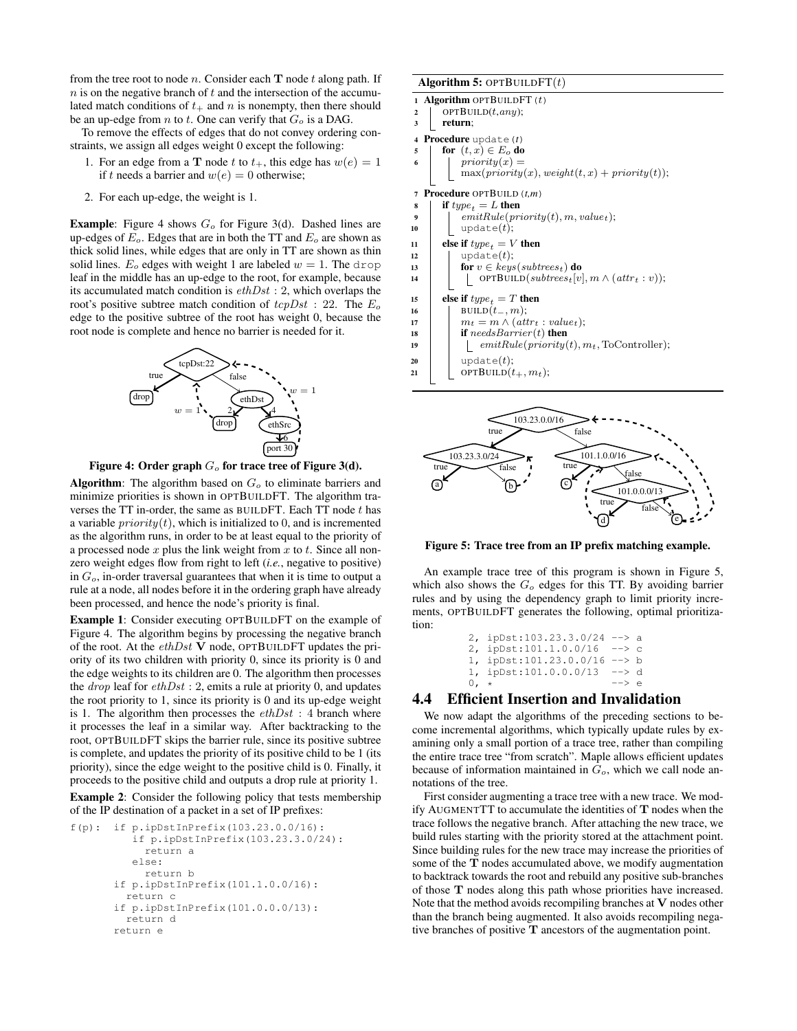from the tree root to node $n$. Consider each **T** node $t$ along path. If $n$ is on the negative branch of $t$ and the intersection of the accumulated match conditions of $t_+$ and $n$ is nonempty, then there should be an up-edge from $n$ to $t$. One can verify that $G_o$ is a DAG.

To remove the effects of edges that do not convey ordering constraints, we assign all edges weight 0 except the following:

1. For an edge from a **T** node $t$ to $t_+$, this edge has $w(e) = 1$ if $t$ needs a barrier and $w(e) = 0$ otherwise;
2. For each up-edge, the weight is 1.

**Example**: Figure 4 shows $G_o$ for Figure 3(d). Dashed lines are up-edges of $E_o$. Edges that are in both the TT and $E_o$ are shown as thick solid lines, while edges that are only in TT are shown as thin solid lines. $E_o$ edges with weight 1 are labeled $w = 1$. The drop leaf in the middle has an up-edge to the root, for example, because its accumulated match condition is $ethDst : 2$, which overlaps the root's positive subtree match condition of $tcpDst : 22$. The $E_o$ edge to the positive subtree of the root has weight 0, because the root node is complete and hence no barrier is needed for it.

**Figure 4: Order graph $G_o$ for trace tree of Figure 3(d).**

**Algorithm**: The algorithm based on $G_o$ to eliminate barriers and minimize priorities is shown in OPTBUILDFT. The algorithm traverses the TT in-order, the same as BUILDFT. Each TT node $t$ has a variable $priority(t)$, which is initialized to 0, and is incremented as the algorithm runs, in order to be at least equal to the priority of a processed node $x$ plus the link weight from $x$ to $t$. Since all non-zero weight edges flow from right to left (*i.e.*, negative to positive) in $G_o$, in-order traversal guarantees that when it is time to output a rule at a node, all nodes before it in the ordering graph have already been processed, and hence the node's priority is final.

**Example 1**: Consider executing OPTBUILDFT on the example of Figure 4. The algorithm begins by processing the negative branch of the root. At the $ethDst$ **V** node, OPTBUILDFT updates the priority of its two children with priority 0, since its priority is 0 and the edge weights to its children are 0. The algorithm then processes the $drop$ leaf for $ethDst : 2$, emits a rule at priority 0, and updates the root priority to 1, since its priority is 0 and its up-edge weight is 1. The algorithm then processes the $ethDst : 4$ branch where it processes the leaf in a similar way. After backtracking to the root, OPTBUILDFT skips the barrier rule, since its positive subtree is complete, and updates the priority of its positive child to be 1 (its priority), since the edge weight to the positive child is 0. Finally, it proceeds to the positive child and outputs a drop rule at priority 1.

**Example 2**: Consider the following policy that tests membership of the IP destination of a packet in a set of IP prefixes:

```
f(p):  if p.ipDstInPrefix(103.23.0.0/16):
           if p.ipDstInPrefix(103.23.3.0/24):
             return a
           else:
             return b
         if p.ipDstInPrefix(101.1.0.0/16):
           return c
         if p.ipDstInPrefix(101.0.0.0/13):
           return d
         return e
```

**Algorithm 5:** OPTBUILDFT($t$)

```
1  Algorithm OPTBUILDFT (t)
2      OPTBUILD(t, any);
3      return;
4  Procedure update (t)
5      for (t, x) ∈ E_o do
6          priority(x) =
             max(priority(x), weight(t, x) + priority(t));
7  Procedure OPTBUILD (t,m)
8      if type_t = L then
9          emitRule(priority(t), m, value_t);
10         update(t);
11     else if type_t = V then
12         update(t);
13         for v ∈ keys(subtrees_t) do
14             OPTBUILD(subtrees_t[v], m ∧ (attr_t : v));
15     else if type_t = T then
16         BUILD(t_−, m);
17         m_t = m ∧ (attr_t : value_t);
18         if needsBarrier(t) then
19             emitRule(priority(t), m_t, ToController);
20         update(t);
21         OPTBUILD(t_+, m_t);
```

**Figure 5: Trace tree from an IP prefix matching example.**

An example trace tree of this program is shown in Figure 5, which also shows the $G_o$ edges for this TT. By avoiding barrier rules and by using the dependency graph to limit priority increments, OPTBUILDFT generates the following, optimal prioritization:

```
2, ipDst:103.23.3.0/24 --> a
2, ipDst:101.1.0.0/16  --> c
1, ipDst:101.23.0.0/16 --> b
1, ipDst:101.0.0.0/13  --> d
0, *                   --> e
```

## 4.4 Efficient Insertion and Invalidation

We now adapt the algorithms of the preceding sections to become incremental algorithms, which typically update rules by examining only a small portion of a trace tree, rather than compiling the entire trace tree "from scratch". Maple allows efficient updates because of information maintained in $G_o$, which we call node annotations of the tree.

First consider augmenting a trace tree with a new trace. We modify AUGMENTTT to accumulate the identities of **T** nodes when the trace follows the negative branch. After attaching the new trace, we build rules starting with the priority stored at the attachment point. Since building rules for the new trace may increase the priorities of some of the **T** nodes accumulated above, we modify augmentation to backtrack towards the root and rebuild any positive sub-branches of those **T** nodes along this path whose priorities have increased. Note that the method avoids recompiling branches at **V** nodes other than the branch being augmented. It also avoids recompiling negative branches of positive **T** ancestors of the augmentation point.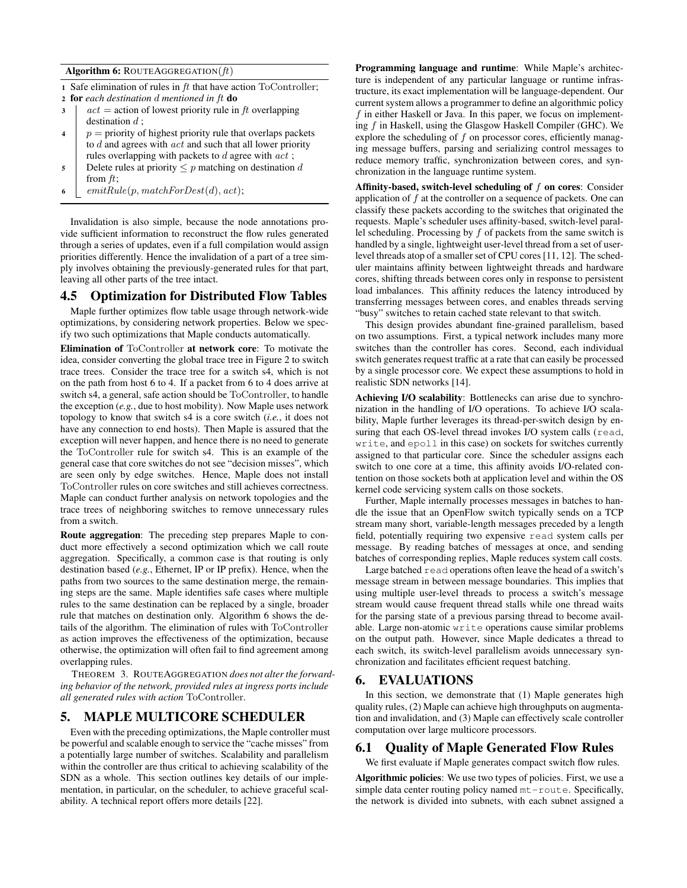**Algorithm 6:** ROUTEAGGREGATION($ft$)

1. Safe elimination of rules in $ft$ that have action ToController;
2. **for** *each destination $d$ mentioned in $ft$* **do**
3. $\quad act$ = action of lowest priority rule in $ft$ overlapping destination $d$ ;
4. $\quad p$ = priority of highest priority rule that overlaps packets to $d$ and agrees with $act$ and such that all lower priority rules overlapping with packets to $d$ agree with $act$ ;
5. $\quad$ Delete rules at priority $\leq p$ matching on destination $d$ from $ft$;
6. $\quad emitRule(p, matchForDest(d), act)$;

Invalidation is also simple, because the node annotations provide sufficient information to reconstruct the flow rules generated through a series of updates, even if a full compilation would assign priorities differently. Hence the invalidation of a part of a tree simply involves obtaining the previously-generated rules for that part, leaving all other parts of the tree intact.

## 4.5 Optimization for Distributed Flow Tables

Maple further optimizes flow table usage through network-wide optimizations, by considering network properties. Below we specify two such optimizations that Maple conducts automatically.

**Elimination of** ToController **at network core**: To motivate the idea, consider converting the global trace tree in Figure 2 to switch trace trees. Consider the trace tree for a switch s4, which is not on the path from host 6 to 4. If a packet from 6 to 4 does arrive at switch s4, a general, safe action should be ToController, to handle the exception (*e.g.*, due to host mobility). Now Maple uses network topology to know that switch s4 is a core switch (*i.e.*, it does not have any connection to end hosts). Then Maple is assured that the exception will never happen, and hence there is no need to generate the ToController rule for switch s4. This is an example of the general case that core switches do not see "decision misses", which are seen only by edge switches. Hence, Maple does not install ToController rules on core switches and still achieves correctness. Maple can conduct further analysis on network topologies and the trace trees of neighboring switches to remove unnecessary rules from a switch.

**Route aggregation**: The preceding step prepares Maple to conduct more effectively a second optimization which we call route aggregation. Specifically, a common case is that routing is only destination based (*e.g.*, Ethernet, IP or IP prefix). Hence, when the paths from two sources to the same destination merge, the remaining steps are the same. Maple identifies safe cases where multiple rules to the same destination can be replaced by a single, broader rule that matches on destination only. Algorithm 6 shows the details of the algorithm. The elimination of rules with ToController as action improves the effectiveness of the optimization, because otherwise, the optimization will often fail to find agreement among overlapping rules.

THEOREM 3. ROUTEAGGREGATION *does not alter the forwarding behavior of the network, provided rules at ingress ports include all generated rules with action* ToController.

# 5. MAPLE MULTICORE SCHEDULER

Even with the preceding optimizations, the Maple controller must be powerful and scalable enough to service the "cache misses" from a potentially large number of switches. Scalability and parallelism within the controller are thus critical to achieving scalability of the SDN as a whole. This section outlines key details of our implementation, in particular, on the scheduler, to achieve graceful scalability. A technical report offers more details [22].

**Programming language and runtime**: While Maple's architecture is independent of any particular language or runtime infrastructure, its exact implementation will be language-dependent. Our current system allows a programmer to define an algorithmic policy $f$ in either Haskell or Java. In this paper, we focus on implementing $f$ in Haskell, using the Glasgow Haskell Compiler (GHC). We explore the scheduling of $f$ on processor cores, efficiently managing message buffers, parsing and serializing control messages to reduce memory traffic, synchronization between cores, and synchronization in the language runtime system.

**Affinity-based, switch-level scheduling of $f$ on cores**: Consider application of $f$ at the controller on a sequence of packets. One can classify these packets according to the switches that originated the requests. Maple's scheduler uses affinity-based, switch-level parallel scheduling. Processing by $f$ of packets from the same switch is handled by a single, lightweight user-level thread from a set of user-level threads atop of a smaller set of CPU cores [11, 12]. The scheduler maintains affinity between lightweight threads and hardware cores, shifting threads between cores only in response to persistent load imbalances. This affinity reduces the latency introduced by transferring messages between cores, and enables threads serving "busy" switches to retain cached state relevant to that switch.

This design provides abundant fine-grained parallelism, based on two assumptions. First, a typical network includes many more switches than the controller has cores. Second, each individual switch generates request traffic at a rate that can easily be processed by a single processor core. We expect these assumptions to hold in realistic SDN networks [14].

**Achieving I/O scalability**: Bottlenecks can arise due to synchronization in the handling of I/O operations. To achieve I/O scalability, Maple further leverages its thread-per-switch design by ensuring that each OS-level thread invokes I/O system calls (`read`, `write`, and `epoll` in this case) on sockets for switches currently assigned to that particular core. Since the scheduler assigns each switch to one core at a time, this affinity avoids I/O-related contention on those sockets both at application level and within the OS kernel code servicing system calls on those sockets.

Further, Maple internally processes messages in batches to handle the issue that an OpenFlow switch typically sends on a TCP stream many short, variable-length messages preceded by a length field, potentially requiring two expensive `read` system calls per message. By reading batches of messages at once, and sending batches of corresponding replies, Maple reduces system call costs.

Large batched `read` operations often leave the head of a switch's message stream in between message boundaries. This implies that using multiple user-level threads to process a switch's message stream would cause frequent thread stalls while one thread waits for the parsing state of a previous parsing thread to become available. Large non-atomic `write` operations cause similar problems on the output path. However, since Maple dedicates a thread to each switch, its switch-level parallelism avoids unnecessary synchronization and facilitates efficient request batching.

# 6. EVALUATIONS

In this section, we demonstrate that (1) Maple generates high quality rules, (2) Maple can achieve high throughputs on augmentation and invalidation, and (3) Maple can effectively scale controller computation over large multicore processors.

## 6.1 Quality of Maple Generated Flow Rules

We first evaluate if Maple generates compact switch flow rules.

**Algorithmic policies**: We use two types of policies. First, we use a simple data center routing policy named `mt-route`. Specifically, the network is divided into subnets, with each subnet assigned a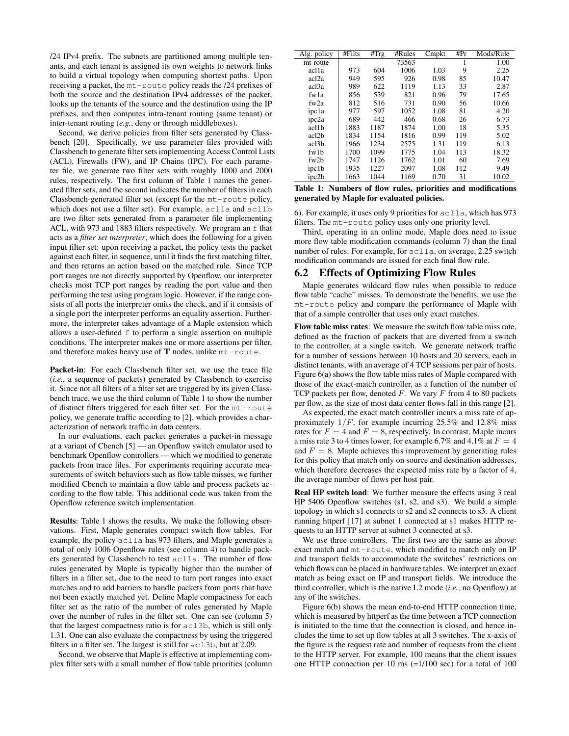/24 IPv4 prefix. The subnets are partitioned among multiple tenants, and each tenant is assigned its own weights to network links to build a virtual topology when computing shortest paths. Upon receiving a packet, the `mt-route` policy reads the /24 prefixes of both the source and the destination IPv4 addresses of the packet, looks up the tenants of the source and the destination using the IP prefixes, and then computes intra-tenant routing (same tenant) or inter-tenant routing (*e.g.*, deny or through middleboxes).

Second, we derive policies from filter sets generated by Classbench [20]. Specifically, we use parameter files provided with Classbench to generate filter sets implementing Access Control Lists (ACL), Firewalls (FW), and IP Chains (IPC). For each parameter file, we generate two filter sets with roughly 1000 and 2000 rules, respectively. The first column of Table 1 names the generated filter sets, and the second indicates the number of filters in each Classbench-generated filter set (except for the `mt-route` policy, which does not use a filter set). For example, `acl1a` and `acl1b` are two filter sets generated from a parameter file implementing ACL, with 973 and 1883 filters respectively. We program an `f` that acts as a *filter set interpreter*, which does the following for a given input filter set: upon receiving a packet, the policy tests the packet against each filter, in sequence, until it finds the first matching filter, and then returns an action based on the matched rule. Since TCP port ranges are not directly supported by Openflow, our interpreter checks most TCP port ranges by reading the port value and then performing the test using program logic. However, if the range consists of all ports the interpreter omits the check, and if it consists of a single port the interpreter performs an equality assertion. Furthermore, the interpreter takes advantage of a Maple extension which allows a user-defined `f` to perform a single assertion on multiple conditions. The interpreter makes one or more assertions per filter, and therefore makes heavy use of **T** nodes, unlike `mt-route`.

**Packet-in**: For each Classbench filter set, we use the trace file (*i.e.*, a sequence of packets) generated by Classbench to exercise it. Since not all filters of a filter set are triggered by its given Classbench trace, we use the third column of Table 1 to show the number of distinct filters triggered for each filter set. For the `mt-route` policy, we generate traffic according to [2], which provides a characterization of network traffic in data centers.

In our evaluations, each packet generates a packet-in message at a variant of Cbench [5] — an Openflow switch emulator used to benchmark Openflow controllers — which we modified to generate packets from trace files. For experiments requiring accurate measurements of switch behaviors such as flow table misses, we further modified Cbench to maintain a flow table and process packets according to the flow table. This additional code was taken from the Openflow reference switch implementation.

**Results**: Table 1 shows the results. We make the following observations. First, Maple generates compact switch flow tables. For example, the policy `acl1a` has 973 filters, and Maple generates a total of only 1006 Openflow rules (see column 4) to handle packets generated by Classbench to test `acl1a`. The number of flow rules generated by Maple is typically higher than the number of filters in a filter set, due to the need to turn port ranges into exact matches and to add barriers to handle packets from ports that have not been exactly matched yet. Define Maple compactness for each filter set as the ratio of the number of rules generated by Maple over the number of rules in the filter set. One can see (column 5) that the largest compactness ratio is for `acl3b`, which is still only 1.31. One can also evaluate the compactness by using the triggered filters in a filter set. The largest is still for `acl3b`, but at 2.09.

Second, we observe that Maple is effective at implementing complex filter sets with a small number of flow table priorities (column 6). For example, it uses only 9 priorities for `acl1a`, which has 973 filters. The `mt-route` policy uses only one priority level.

| Alg. policy | #Filts | #Trg | #Rules | Cmpkt | #Pr | Mods/Rule |
|---|---|---|---|---|---|---|
| mt-route | | | 73563 | | 1 | 1.00 |
| acl1a | 973 | 604 | 1006 | 1.03 | 9 | 2.25 |
| acl2a | 949 | 595 | 926 | 0.98 | 85 | 10.47 |
| acl3a | 989 | 622 | 1119 | 1.13 | 33 | 2.87 |
| fw1a | 856 | 539 | 821 | 0.96 | 79 | 17.65 |
| fw2a | 812 | 516 | 731 | 0.90 | 56 | 10.66 |
| ipc1a | 977 | 597 | 1052 | 1.08 | 81 | 4.20 |
| ipc2a | 689 | 442 | 466 | 0.68 | 26 | 6.73 |
| acl1b | 1883 | 1187 | 1874 | 1.00 | 18 | 5.35 |
| acl2b | 1834 | 1154 | 1816 | 0.99 | 119 | 5.02 |
| acl3b | 1966 | 1234 | 2575 | 1.31 | 119 | 6.13 |
| fw1b | 1700 | 1099 | 1775 | 1.04 | 113 | 18.32 |
| fw2b | 1747 | 1126 | 1762 | 1.01 | 60 | 7.69 |
| ipc1b | 1935 | 1227 | 2097 | 1.08 | 112 | 9.49 |
| ipc2b | 1663 | 1044 | 1169 | 0.70 | 31 | 10.02 |

**Table 1: Numbers of flow rules, priorities and modifications generated by Maple for evaluated policies.**

Third, operating in an online mode, Maple does need to issue more flow table modification commands (column 7) than the final number of rules. For example, for `acl1a`, on average, 2.25 switch modification commands are issued for each final flow rule.

## 6.2 Effects of Optimizing Flow Rules

Maple generates wildcard flow rules when possible to reduce flow table "cache" misses. To demonstrate the benefits, we use the `mt-route` policy and compare the performance of Maple with that of a simple controller that uses only exact matches.

**Flow table miss rates**: We measure the switch flow table miss rate, defined as the fraction of packets that are diverted from a switch to the controller, at a single switch. We generate network traffic for a number of sessions between 10 hosts and 20 servers, each in distinct tenants, with an average of 4 TCP sessions per pair of hosts. Figure 6(a) shows the flow table miss rates of Maple compared with those of the exact-match controller, as a function of the number of TCP packets per flow, denoted $F$. We vary $F$ from 4 to 80 packets per flow, as the size of most data center flows fall in this range [2].

As expected, the exact match controller incurs a miss rate of approximately $1/F$, for example incurring 25.5% and 12.8% miss rates for $F = 4$ and $F = 8$, respectively. In contrast, Maple incurs a miss rate 3 to 4 times lower, for example 6.7% and 4.1% at $F = 4$ and $F = 8$. Maple achieves this improvement by generating rules for this policy that match only on source and destination addresses, which therefore decreases the expected miss rate by a factor of 4, the average number of flows per host pair.

**Real HP switch load**: We further measure the effects using 3 real HP 5406 Openflow switches (s1, s2, and s3). We build a simple topology in which s1 connects to s2 and s2 connects to s3. A client running httperf [17] at subnet 1 connected at s1 makes HTTP requests to an HTTP server at subnet 3 connected at s3.

We use three controllers. The first two are the same as above: exact match and `mt-route`, which modified to match only on IP and transport fields to accommodate the switches' restrictions on which flows can be placed in hardware tables. We interpret an exact match as being exact on IP and transport fields. We introduce the third controller, which is the native L2 mode (*i.e.*, no Openflow) at any of the switches.

Figure 6(b) shows the mean end-to-end HTTP connection time, which is measured by httperf as the time between a TCP connection is initiated to the time that the connection is closed, and hence includes the time to set up flow tables at all 3 switches. The x-axis of the figure is the request rate and number of requests from the client to the HTTP server. For example, 100 means that the client issues one HTTP connection per 10 ms (=1/100 sec) for a total of 100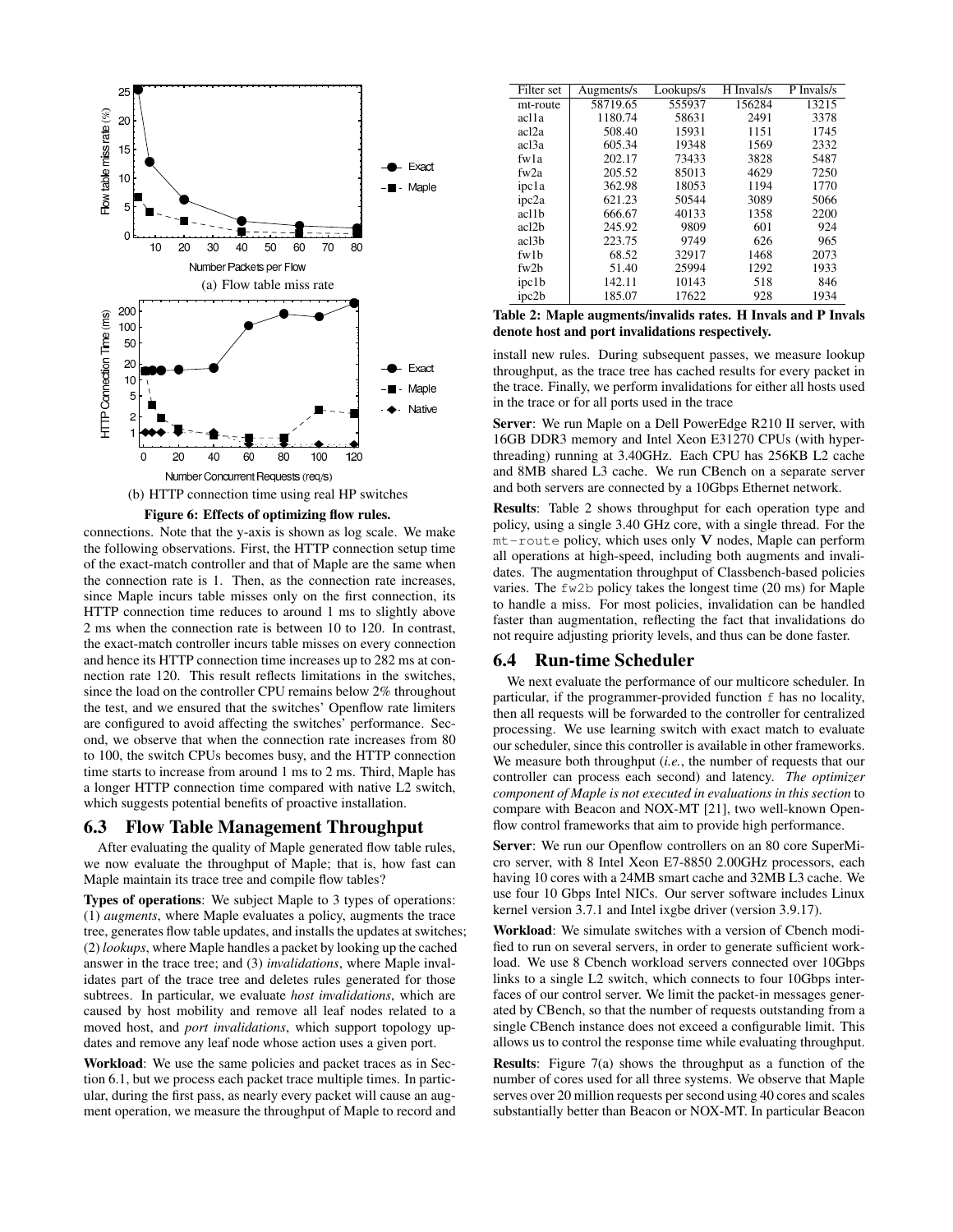(a) Flow table miss rate

(b) HTTP connection time using real HP switches

**Figure 6: Effects of optimizing flow rules.**

connections. Note that the y-axis is shown as log scale. We make the following observations. First, the HTTP connection setup time of the exact-match controller and that of Maple are the same when the connection rate is 1. Then, as the connection rate increases, since Maple incurs table misses only on the first connection, its HTTP connection time reduces to around 1 ms to slightly above 2 ms when the connection rate is between 10 to 120. In contrast, the exact-match controller incurs table misses on every connection and hence its HTTP connection time increases up to 282 ms at connection rate 120. This result reflects limitations in the switches, since the load on the controller CPU remains below 2% throughout the test, and we ensured that the switches' Openflow rate limiters are configured to avoid affecting the switches' performance. Second, we observe that when the connection rate increases from 80 to 100, the switch CPUs becomes busy, and the HTTP connection time starts to increase from around 1 ms to 2 ms. Third, Maple has a longer HTTP connection time compared with native L2 switch, which suggests potential benefits of proactive installation.

## 6.3 Flow Table Management Throughput

After evaluating the quality of Maple generated flow table rules, we now evaluate the throughput of Maple; that is, how fast can Maple maintain its trace tree and compile flow tables?

**Types of operations**: We subject Maple to 3 types of operations: (1) *augments*, where Maple evaluates a policy, augments the trace tree, generates flow table updates, and installs the updates at switches; (2) *lookups*, where Maple handles a packet by looking up the cached answer in the trace tree; and (3) *invalidations*, where Maple invalidates part of the trace tree and deletes rules generated for those subtrees. In particular, we evaluate *host invalidations*, which are caused by host mobility and remove all leaf nodes related to a moved host, and *port invalidations*, which support topology updates and remove any leaf node whose action uses a given port.

**Workload**: We use the same policies and packet traces as in Section 6.1, but we process each packet trace multiple times. In particular, during the first pass, as nearly every packet will cause an augment operation, we measure the throughput of Maple to record and install new rules. During subsequent passes, we measure lookup throughput, as the trace tree has cached results for every packet in the trace. Finally, we perform invalidations for either all hosts used in the trace or for all ports used in the trace

| Filter set | Augments/s | Lookups/s | H Invals/s | P Invals/s |
|---|---|---|---|---|
| mt-route | 58719.65 | 555937 | 156284 | 13215 |
| acl1a | 1180.74 | 58631 | 2491 | 3378 |
| acl2a | 508.40 | 15931 | 1151 | 1745 |
| acl3a | 605.34 | 19348 | 1569 | 2332 |
| fw1a | 202.17 | 73433 | 3828 | 5487 |
| fw2a | 205.52 | 85013 | 4629 | 7250 |
| ipc1a | 362.98 | 18053 | 1194 | 1770 |
| ipc2a | 621.23 | 50544 | 3089 | 5066 |
| acl1b | 666.67 | 40133 | 1358 | 2200 |
| acl2b | 245.92 | 9809 | 601 | 924 |
| acl3b | 223.75 | 9749 | 626 | 965 |
| fw1b | 68.52 | 32917 | 1468 | 2073 |
| fw2b | 51.40 | 25994 | 1292 | 1933 |
| ipc1b | 142.11 | 10143 | 518 | 846 |
| ipc2b | 185.07 | 17622 | 928 | 1934 |

**Table 2: Maple augments/invalids rates. H Invals and P Invals denote host and port invalidations respectively.**

**Server**: We run Maple on a Dell PowerEdge R210 II server, with 16GB DDR3 memory and Intel Xeon E31270 CPUs (with hyper-threading) running at 3.40GHz. Each CPU has 256KB L2 cache and 8MB shared L3 cache. We run CBench on a separate server and both servers are connected by a 10Gbps Ethernet network.

**Results**: Table 2 shows throughput for each operation type and policy, using a single 3.40 GHz core, with a single thread. For the `mt-route` policy, which uses only **V** nodes, Maple can perform all operations at high-speed, including both augments and invalidates. The augmentation throughput of Classbench-based policies varies. The `fw2b` policy takes the longest time (20 ms) for Maple to handle a miss. For most policies, invalidation can be handled faster than augmentation, reflecting the fact that invalidations do not require adjusting priority levels, and thus can be done faster.

## 6.4 Run-time Scheduler

We next evaluate the performance of our multicore scheduler. In particular, if the programmer-provided function `f` has no locality, then all requests will be forwarded to the controller for centralized processing. We use learning switch with exact match to evaluate our scheduler, since this controller is available in other frameworks. We measure both throughput (*i.e.*, the number of requests that our controller can process each second) and latency. *The optimizer component of Maple is not executed in evaluations in this section* to compare with Beacon and NOX-MT [21], two well-known Openflow control frameworks that aim to provide high performance.

**Server**: We run our Openflow controllers on an 80 core SuperMicro server, with 8 Intel Xeon E7-8850 2.00GHz processors, each having 10 cores with a 24MB smart cache and 32MB L3 cache. We use four 10 Gbps Intel NICs. Our server software includes Linux kernel version 3.7.1 and Intel ixgbe driver (version 3.9.17).

**Workload**: We simulate switches with a version of Cbench modified to run on several servers, in order to generate sufficient workload. We use 8 Cbench workload servers connected over 10Gbps links to a single L2 switch, which connects to four 10Gbps interfaces of our control server. We limit the packet-in messages generated by CBench, so that the number of requests outstanding from a single CBench instance does not exceed a configurable limit. This allows us to control the response time while evaluating throughput.

**Results**: Figure 7(a) shows the throughput as a function of the number of cores used for all three systems. We observe that Maple serves over 20 million requests per second using 40 cores and scales substantially better than Beacon or NOX-MT. In particular Beacon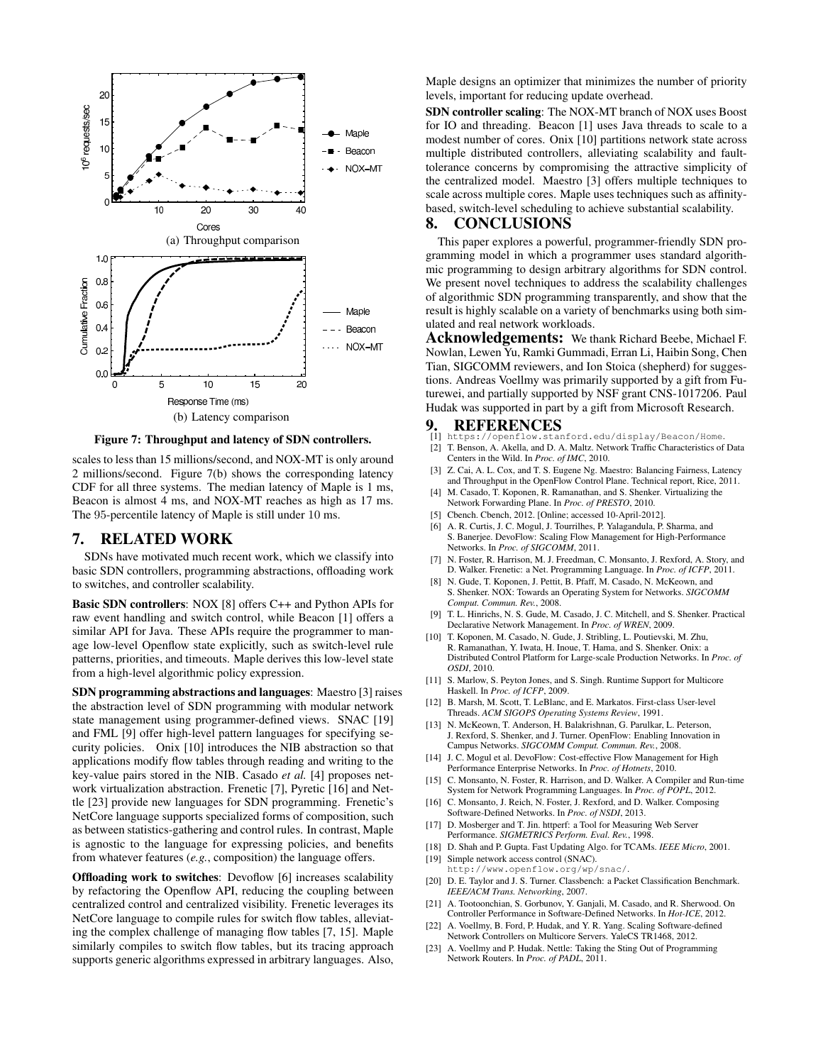20
15
10
5
0
10[6] requests/sec
10
20
30
40
Cores
Maple
Beacon
NOX–MT

(a) Throughput comparison

1.0
0.8
0.6
0.4
0.2
0.0
Cumulative Fraction
0
5
10
15
20
Response Time (ms)
Maple
Beacon
NOX–MT

(b) Latency comparison

**Figure 7: Throughput and latency of SDN controllers.**

scales to less than 15 millions/second, and NOX-MT is only around 2 millions/second. Figure 7(b) shows the corresponding latency CDF for all three systems. The median latency of Maple is 1 ms, Beacon is almost 4 ms, and NOX-MT reaches as high as 17 ms. The 95-percentile latency of Maple is still under 10 ms.

# 7. RELATED WORK

SDNs have motivated much recent work, which we classify into basic SDN controllers, programming abstractions, offloading work to switches, and controller scalability.

**Basic SDN controllers**: NOX [8] offers C++ and Python APIs for raw event handling and switch control, while Beacon [1] offers a similar API for Java. These APIs require the programmer to manage low-level Openflow state explicitly, such as switch-level rule patterns, priorities, and timeouts. Maple derives this low-level state from a high-level algorithmic policy expression.

**SDN programming abstractions and languages**: Maestro [3] raises the abstraction level of SDN programming with modular network state management using programmer-defined views. SNAC [19] and FML [9] offer high-level pattern languages for specifying security policies. Onix [10] introduces the NIB abstraction so that applications modify flow tables through reading and writing to the key-value pairs stored in the NIB. Casado *et al.* [4] proposes network virtualization abstraction. Frenetic [7], Pyretic [16] and Nettle [23] provide new languages for SDN programming. Frenetic's NetCore language supports specialized forms of composition, such as between statistics-gathering and control rules. In contrast, Maple is agnostic to the language for expressing policies, and benefits from whatever features (*e.g.*, composition) the language offers.

**Offloading work to switches**: Devoflow [6] increases scalability by refactoring the Openflow API, reducing the coupling between centralized control and centralized visibility. Frenetic leverages its NetCore language to compile rules for switch flow tables, alleviating the complex challenge of managing flow tables [7, 15]. Maple similarly compiles to switch flow tables, but its tracing approach supports generic algorithms expressed in arbitrary languages. Also, Maple designs an optimizer that minimizes the number of priority levels, important for reducing update overhead.

**SDN controller scaling**: The NOX-MT branch of NOX uses Boost for IO and threading. Beacon [1] uses Java threads to scale to a modest number of cores. Onix [10] partitions network state across multiple distributed controllers, alleviating scalability and fault-tolerance concerns by compromising the attractive simplicity of the centralized model. Maestro [3] offers multiple techniques to scale across multiple cores. Maple uses techniques such as affinity-based, switch-level scheduling to achieve substantial scalability.

# 8. CONCLUSIONS

This paper explores a powerful, programmer-friendly SDN programming model in which a programmer uses standard algorithmic programming to design arbitrary algorithms for SDN control. We present novel techniques to address the scalability challenges of algorithmic SDN programming transparently, and show that the result is highly scalable on a variety of benchmarks using both simulated and real network workloads.

**Acknowledgements:** We thank Richard Beebe, Michael F. Nowlan, Lewen Yu, Ramki Gummadi, Erran Li, Haibin Song, Chen Tian, SIGCOMM reviewers, and Ion Stoica (shepherd) for suggestions. Andreas Voellmy was primarily supported by a gift from Futurewei, and partially supported by NSF grant CNS-1017206. Paul Hudak was supported in part by a gift from Microsoft Research.

# 9. REFERENCES

[1] https://openflow.stanford.edu/display/Beacon/Home.
[2] T. Benson, A. Akella, and D. A. Maltz. Network Traffic Characteristics of Data Centers in the Wild. In *Proc. of IMC*, 2010.
[3] Z. Cai, A. L. Cox, and T. S. Eugene Ng. Maestro: Balancing Fairness, Latency and Throughput in the OpenFlow Control Plane. Technical report, Rice, 2011.
[4] M. Casado, T. Koponen, R. Ramanathan, and S. Shenker. Virtualizing the Network Forwarding Plane. In *Proc. of PRESTO*, 2010.
[5] Cbench. Cbench, 2012. [Online; accessed 10-April-2012].
[6] A. R. Curtis, J. C. Mogul, J. Tourrilhes, P. Yalagandula, P. Sharma, and S. Banerjee. DevoFlow: Scaling Flow Management for High-Performance Networks. In *Proc. of SIGCOMM*, 2011.
[7] N. Foster, R. Harrison, M. J. Freedman, C. Monsanto, J. Rexford, A. Story, and D. Walker. Frenetic: a Net. Programming Language. In *Proc. of ICFP*, 2011.
[8] N. Gude, T. Koponen, J. Pettit, B. Pfaff, M. Casado, N. McKeown, and S. Shenker. NOX: Towards an Operating System for Networks. *SIGCOMM Comput. Commun. Rev.*, 2008.
[9] T. L. Hinrichs, N. S. Gude, M. Casado, J. C. Mitchell, and S. Shenker. Practical Declarative Network Management. In *Proc. of WREN*, 2009.
[10] T. Koponen, M. Casado, N. Gude, J. Stribling, L. Poutievski, M. Zhu, R. Ramanathan, Y. Iwata, H. Inoue, T. Hama, and S. Shenker. Onix: a Distributed Control Platform for Large-scale Production Networks. In *Proc. of OSDI*, 2010.
[11] S. Marlow, S. Peyton Jones, and S. Singh. Runtime Support for Multicore Haskell. In *Proc. of ICFP*, 2009.
[12] B. Marsh, M. Scott, T. LeBlanc, and E. Markatos. First-class User-level Threads. *ACM SIGOPS Operating Systems Review*, 1991.
[13] N. McKeown, T. Anderson, H. Balakrishnan, G. Parulkar, L. Peterson, J. Rexford, S. Shenker, and J. Turner. OpenFlow: Enabling Innovation in Campus Networks. *SIGCOMM Comput. Commun. Rev.*, 2008.
[14] J. C. Mogul et al. DevoFlow: Cost-effective Flow Management for High Performance Enterprise Networks. In *Proc. of Hotnets*, 2010.
[15] C. Monsanto, N. Foster, R. Harrison, and D. Walker. A Compiler and Run-time System for Network Programming Languages. In *Proc. of POPL*, 2012.
[16] C. Monsanto, J. Reich, N. Foster, J. Rexford, and D. Walker. Composing Software-Defined Networks. In *Proc. of NSDI*, 2013.
[17] D. Mosberger and T. Jin. httperf: a Tool for Measuring Web Server Performance. *SIGMETRICS Perform. Eval. Rev.*, 1998.
[18] D. Shah and P. Gupta. Fast Updating Algo. for TCAMs. *IEEE Micro*, 2001.
[19] Simple network access control (SNAC). http://www.openflow.org/wp/snac/.
[20] D. E. Taylor and J. S. Turner. Classbench: a Packet Classification Benchmark. *IEEE/ACM Trans. Networking*, 2007.
[21] A. Tootoonchian, S. Gorbunov, Y. Ganjali, M. Casado, and R. Sherwood. On Controller Performance in Software-Defined Networks. In *Hot-ICE*, 2012.
[22] A. Voellmy, B. Ford, P. Hudak, and Y. R. Yang. Scaling Software-defined Network Controllers on Multicore Servers. YaleCS TR1468, 2012.
[23] A. Voellmy and P. Hudak. Nettle: Taking the Sting Out of Programming Network Routers. In *Proc. of PADL*, 2011.